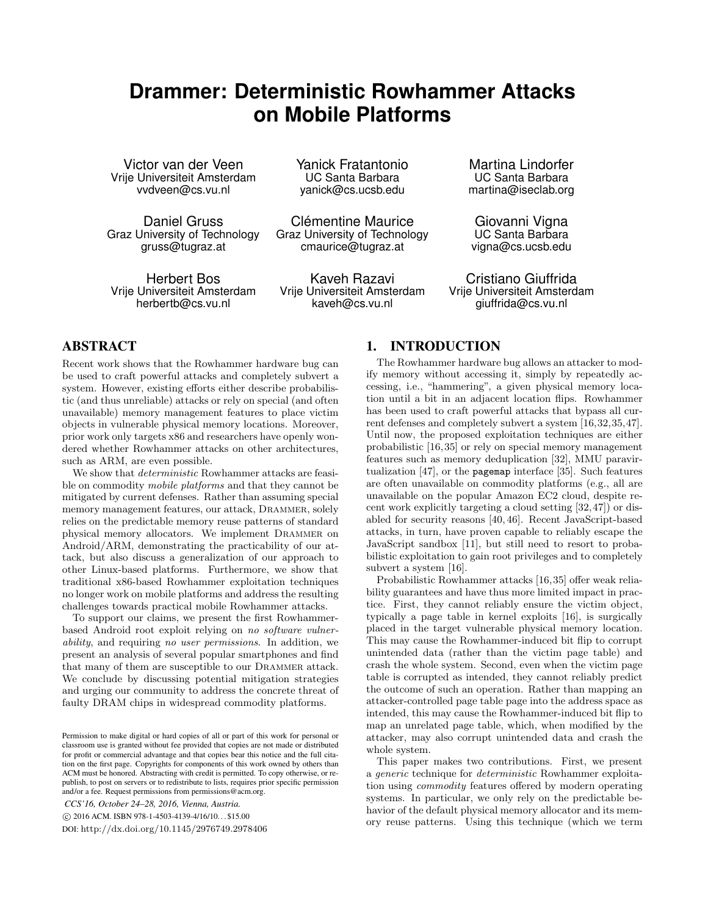# Drammer: Deterministic Rowhammer Attacks on Mobile Platforms

Victor van der Veen
Vrije Universiteit Amsterdam
vvdveen@cs.vu.nl

Yanick Fratantonio
UC Santa Barbara
yanick@cs.ucsb.edu

Martina Lindorfer
UC Santa Barbara
martina@iseclab.org

Daniel Gruss
Graz University of Technology
gruss@tugraz.at

Clémentine Maurice
Graz University of Technology
cmaurice@tugraz.at

Giovanni Vigna
UC Santa Barbara
vigna@cs.ucsb.edu

Herbert Bos
Vrije Universiteit Amsterdam
herbertb@cs.vu.nl

Kaveh Razavi
Vrije Universiteit Amsterdam
kaveh@cs.vu.nl

Cristiano Giuffrida
Vrije Universiteit Amsterdam
giuffrida@cs.vu.nl

## ABSTRACT

Recent work shows that the Rowhammer hardware bug can be used to craft powerful attacks and completely subvert a system. However, existing efforts either describe probabilistic (and thus unreliable) attacks or rely on special (and often unavailable) memory management features to place victim objects in vulnerable physical memory locations. Moreover, prior work only targets x86 and researchers have openly wondered whether Rowhammer attacks on other architectures, such as ARM, are even possible.

We show that *deterministic* Rowhammer attacks are feasible on commodity *mobile platforms* and that they cannot be mitigated by current defenses. Rather than assuming special memory management features, our attack, Drammer, solely relies on the predictable memory reuse patterns of standard physical memory allocators. We implement Drammer on Android/ARM, demonstrating the practicability of our attack, but also discuss a generalization of our approach to other Linux-based platforms. Furthermore, we show that traditional x86-based Rowhammer exploitation techniques no longer work on mobile platforms and address the resulting challenges towards practical mobile Rowhammer attacks.

To support our claims, we present the first Rowhammer-based Android root exploit relying on *no software vulnerability*, and requiring *no user permissions*. In addition, we present an analysis of several popular smartphones and find that many of them are susceptible to our Drammer attack. We conclude by discussing potential mitigation strategies and urging our community to address the concrete threat of faulty DRAM chips in widespread commodity platforms.

Permission to make digital or hard copies of all or part of this work for personal or classroom use is granted without fee provided that copies are not made or distributed for profit or commercial advantage and that copies bear this notice and the full citation on the first page. Copyrights for components of this work owned by others than ACM must be honored. Abstracting with credit is permitted. To copy otherwise, or republish, to post on servers or to redistribute to lists, requires prior specific permission and/or a fee. Request permissions from permissions@acm.org.

*CCS'16, October 24–28, 2016, Vienna, Austria.*
© 2016 ACM. ISBN 978-1-4503-4139-4/16/10...$15.00
DOI: http://dx.doi.org/10.1145/2976749.2978406

## 1. INTRODUCTION

The Rowhammer hardware bug allows an attacker to modify memory without accessing it, simply by repeatedly accessing, i.e., "hammering", a given physical memory location until a bit in an adjacent location flips. Rowhammer has been used to craft powerful attacks that bypass all current defenses and completely subvert a system [16,32,35,47]. Until now, the proposed exploitation techniques are either probabilistic [16,35] or rely on special memory management features such as memory deduplication [32], MMU paravirtualization [47], or the `pagemap` interface [35]. Such features are often unavailable on commodity platforms (e.g., all are unavailable on the popular Amazon EC2 cloud, despite recent work explicitly targeting a cloud setting [32,47]) or disabled for security reasons [40,46]. Recent JavaScript-based attacks, in turn, have proven capable to reliably escape the JavaScript sandbox [11], but still need to resort to probabilistic exploitation to gain root privileges and to completely subvert a system [16].

Probabilistic Rowhammer attacks [16,35] offer weak reliability guarantees and have thus more limited impact in practice. First, they cannot reliably ensure the victim object, typically a page table in kernel exploits [16], is surgically placed in the target vulnerable physical memory location. This may cause the Rowhammer-induced bit flip to corrupt unintended data (rather than the victim page table) and crash the whole system. Second, even when the victim page table is corrupted as intended, they cannot reliably predict the outcome of such an operation. Rather than mapping an attacker-controlled page table page into the address space as intended, this may cause the Rowhammer-induced bit flip to map an unrelated page table, which, when modified by the attacker, may also corrupt unintended data and crash the whole system.

This paper makes two contributions. First, we present a *generic* technique for *deterministic* Rowhammer exploitation using *commodity* features offered by modern operating systems. In particular, we only rely on the predictable behavior of the default physical memory allocator and its memory reuse patterns. Using this technique (which we term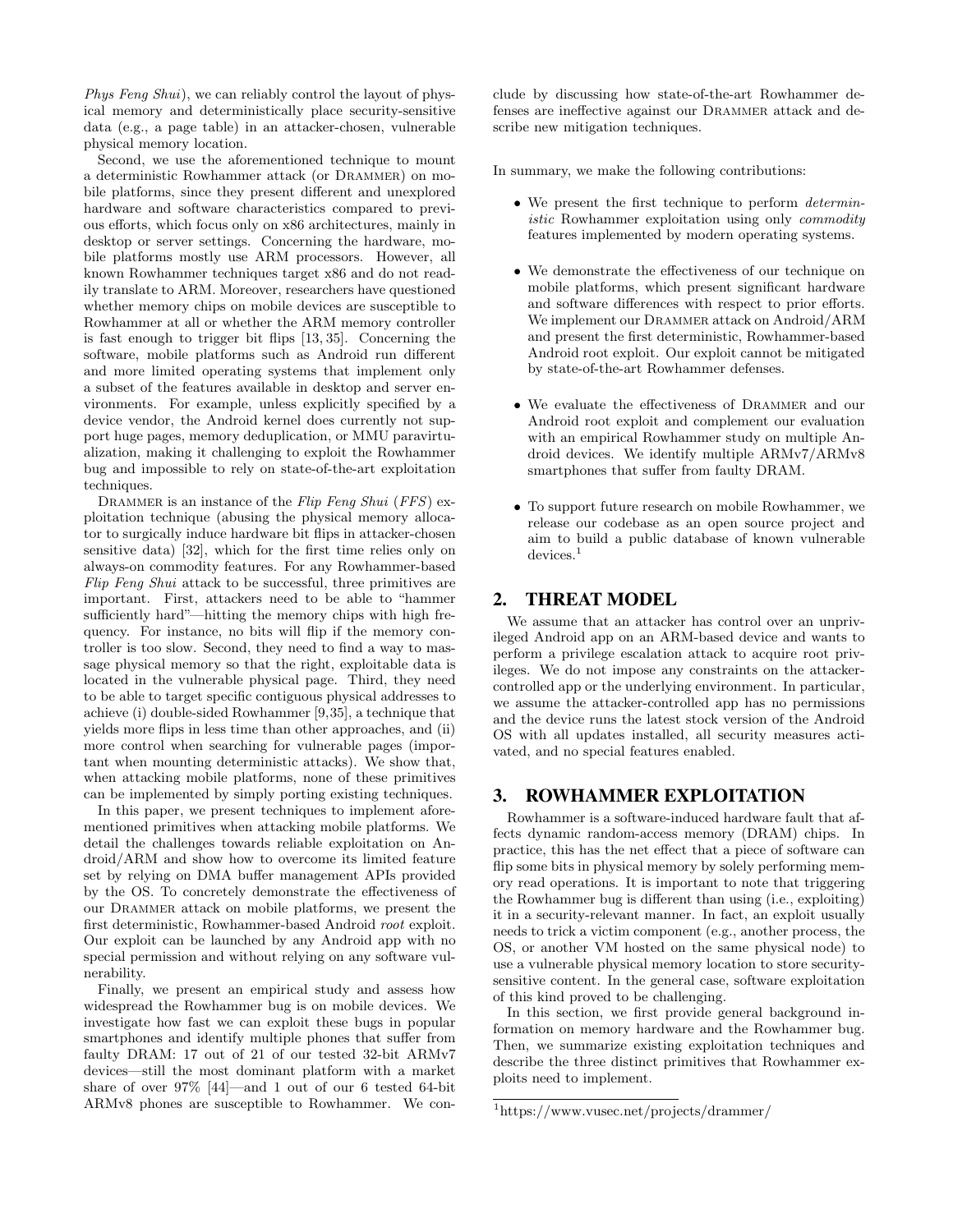*Phys Feng Shui*), we can reliably control the layout of physical memory and deterministically place security-sensitive data (e.g., a page table) in an attacker-chosen, vulnerable physical memory location.

Second, we use the aforementioned technique to mount a deterministic Rowhammer attack (or DRAMMER) on mobile platforms, since they present different and unexplored hardware and software characteristics compared to previous efforts, which focus only on x86 architectures, mainly in desktop or server settings. Concerning the hardware, mobile platforms mostly use ARM processors. However, all known Rowhammer techniques target x86 and do not readily translate to ARM. Moreover, researchers have questioned whether memory chips on mobile devices are susceptible to Rowhammer at all or whether the ARM memory controller is fast enough to trigger bit flips [13, 35]. Concerning the software, mobile platforms such as Android run different and more limited operating systems that implement only a subset of the features available in desktop and server environments. For example, unless explicitly specified by a device vendor, the Android kernel does currently not support huge pages, memory deduplication, or MMU paravirtualization, making it challenging to exploit the Rowhammer bug and impossible to rely on state-of-the-art exploitation techniques.

DRAMMER is an instance of the *Flip Feng Shui* (*FFS*) exploitation technique (abusing the physical memory allocator to surgically induce hardware bit flips in attacker-chosen sensitive data) [32], which for the first time relies only on always-on commodity features. For any Rowhammer-based *Flip Feng Shui* attack to be successful, three primitives are important. First, attackers need to be able to "hammer sufficiently hard"—hitting the memory chips with high frequency. For instance, no bits will flip if the memory controller is too slow. Second, they need to find a way to massage physical memory so that the right, exploitable data is located in the vulnerable physical page. Third, they need to be able to target specific contiguous physical addresses to achieve (i) double-sided Rowhammer [9,35], a technique that yields more flips in less time than other approaches, and (ii) more control when searching for vulnerable pages (important when mounting deterministic attacks). We show that, when attacking mobile platforms, none of these primitives can be implemented by simply porting existing techniques.

In this paper, we present techniques to implement aforementioned primitives when attacking mobile platforms. We detail the challenges towards reliable exploitation on Android/ARM and show how to overcome its limited feature set by relying on DMA buffer management APIs provided by the OS. To concretely demonstrate the effectiveness of our DRAMMER attack on mobile platforms, we present the first deterministic, Rowhammer-based Android *root* exploit. Our exploit can be launched by any Android app with no special permission and without relying on any software vulnerability.

Finally, we present an empirical study and assess how widespread the Rowhammer bug is on mobile devices. We investigate how fast we can exploit these bugs in popular smartphones and identify multiple phones that suffer from faulty DRAM: 17 out of 21 of our tested 32-bit ARMv7 devices—still the most dominant platform with a market share of over 97% [44]—and 1 out of our 6 tested 64-bit ARMv8 phones are susceptible to Rowhammer. We conclude by discussing how state-of-the-art Rowhammer defenses are ineffective against our DRAMMER attack and describe new mitigation techniques.

In summary, we make the following contributions:

- We present the first technique to perform *deterministic* Rowhammer exploitation using only *commodity* features implemented by modern operating systems.
- We demonstrate the effectiveness of our technique on mobile platforms, which present significant hardware and software differences with respect to prior efforts. We implement our DRAMMER attack on Android/ARM and present the first deterministic, Rowhammer-based Android root exploit. Our exploit cannot be mitigated by state-of-the-art Rowhammer defenses.
- We evaluate the effectiveness of DRAMMER and our Android root exploit and complement our evaluation with an empirical Rowhammer study on multiple Android devices. We identify multiple ARMv7/ARMv8 smartphones that suffer from faulty DRAM.
- To support future research on mobile Rowhammer, we release our codebase as an open source project and aim to build a public database of known vulnerable devices.[1]

## 2. THREAT MODEL

We assume that an attacker has control over an unprivileged Android app on an ARM-based device and wants to perform a privilege escalation attack to acquire root privileges. We do not impose any constraints on the attacker-controlled app or the underlying environment. In particular, we assume the attacker-controlled app has no permissions and the device runs the latest stock version of the Android OS with all updates installed, all security measures activated, and no special features enabled.

## 3. ROWHAMMER EXPLOITATION

Rowhammer is a software-induced hardware fault that affects dynamic random-access memory (DRAM) chips. In practice, this has the net effect that a piece of software can flip some bits in physical memory by solely performing memory read operations. It is important to note that triggering the Rowhammer bug is different than using (i.e., exploiting) it in a security-relevant manner. In fact, an exploit usually needs to trick a victim component (e.g., another process, the OS, or another VM hosted on the same physical node) to use a vulnerable physical memory location to store security-sensitive content. In the general case, software exploitation of this kind proved to be challenging.

In this section, we first provide general background information on memory hardware and the Rowhammer bug. Then, we summarize existing exploitation techniques and describe the three distinct primitives that Rowhammer exploits need to implement.

[1] https://www.vusec.net/projects/drammer/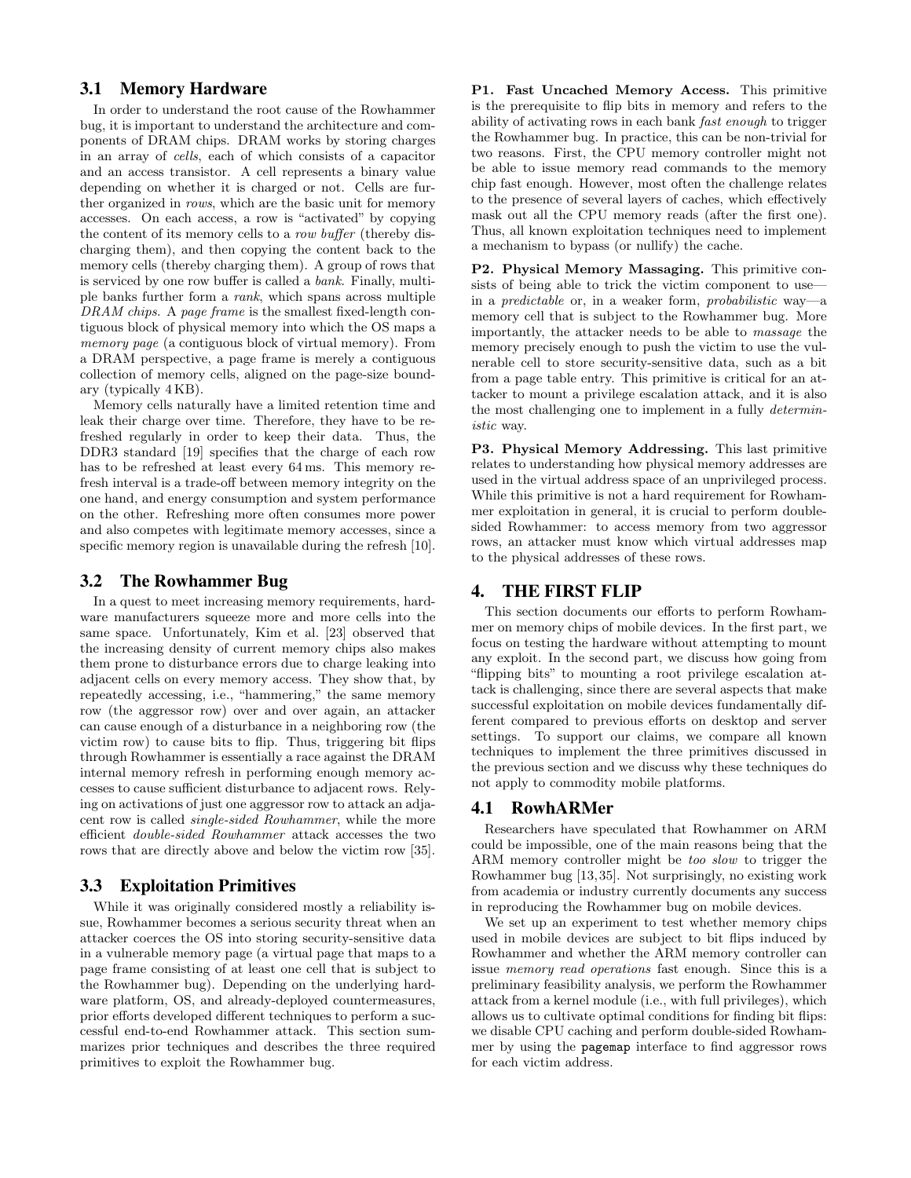### 3.1 Memory Hardware

In order to understand the root cause of the Rowhammer bug, it is important to understand the architecture and components of DRAM chips. DRAM works by storing charges in an array of *cells*, each of which consists of a capacitor and an access transistor. A cell represents a binary value depending on whether it is charged or not. Cells are further organized in *rows*, which are the basic unit for memory accesses. On each access, a row is "activated" by copying the content of its memory cells to a *row buffer* (thereby discharging them), and then copying the content back to the memory cells (thereby charging them). A group of rows that is serviced by one row buffer is called a *bank*. Finally, multiple banks further form a *rank*, which spans across multiple *DRAM chips*. A *page frame* is the smallest fixed-length contiguous block of physical memory into which the OS maps a *memory page* (a contiguous block of virtual memory). From a DRAM perspective, a page frame is merely a contiguous collection of memory cells, aligned on the page-size boundary (typically 4 KB).

Memory cells naturally have a limited retention time and leak their charge over time. Therefore, they have to be refreshed regularly in order to keep their data. Thus, the DDR3 standard [19] specifies that the charge of each row has to be refreshed at least every 64 ms. This memory refresh interval is a trade-off between memory integrity on the one hand, and energy consumption and system performance on the other. Refreshing more often consumes more power and also competes with legitimate memory accesses, since a specific memory region is unavailable during the refresh [10].

### 3.2 The Rowhammer Bug

In a quest to meet increasing memory requirements, hardware manufacturers squeeze more and more cells into the same space. Unfortunately, Kim et al. [23] observed that the increasing density of current memory chips also makes them prone to disturbance errors due to charge leaking into adjacent cells on every memory access. They show that, by repeatedly accessing, i.e., "hammering," the same memory row (the aggressor row) over and over again, an attacker can cause enough of a disturbance in a neighboring row (the victim row) to cause bits to flip. Thus, triggering bit flips through Rowhammer is essentially a race against the DRAM internal memory refresh in performing enough memory accesses to cause sufficient disturbance to adjacent rows. Relying on activations of just one aggressor row to attack an adjacent row is called *single-sided Rowhammer*, while the more efficient *double-sided Rowhammer* attack accesses the two rows that are directly above and below the victim row [35].

### 3.3 Exploitation Primitives

While it was originally considered mostly a reliability issue, Rowhammer becomes a serious security threat when an attacker coerces the OS into storing security-sensitive data in a vulnerable memory page (a virtual page that maps to a page frame consisting of at least one cell that is subject to the Rowhammer bug). Depending on the underlying hardware platform, OS, and already-deployed countermeasures, prior efforts developed different techniques to perform a successful end-to-end Rowhammer attack. This section summarizes prior techniques and describes the three required primitives to exploit the Rowhammer bug.

**P1. Fast Uncached Memory Access.** This primitive is the prerequisite to flip bits in memory and refers to the ability of activating rows in each bank *fast enough* to trigger the Rowhammer bug. In practice, this can be non-trivial for two reasons. First, the CPU memory controller might not be able to issue memory read commands to the memory chip fast enough. However, most often the challenge relates to the presence of several layers of caches, which effectively mask out all the CPU memory reads (after the first one). Thus, all known exploitation techniques need to implement a mechanism to bypass (or nullify) the cache.

**P2. Physical Memory Massaging.** This primitive consists of being able to trick the victim component to use—in a *predictable* or, in a weaker form, *probabilistic* way—a memory cell that is subject to the Rowhammer bug. More importantly, the attacker needs to be able to *massage* the memory precisely enough to push the victim to use the vulnerable cell to store security-sensitive data, such as a bit from a page table entry. This primitive is critical for an attacker to mount a privilege escalation attack, and it is also the most challenging one to implement in a fully *deterministic* way.

**P3. Physical Memory Addressing.** This last primitive relates to understanding how physical memory addresses are used in the virtual address space of an unprivileged process. While this primitive is not a hard requirement for Rowhammer exploitation in general, it is crucial to perform double-sided Rowhammer: to access memory from two aggressor rows, an attacker must know which virtual addresses map to the physical addresses of these rows.

## 4. THE FIRST FLIP

This section documents our efforts to perform Rowhammer on memory chips of mobile devices. In the first part, we focus on testing the hardware without attempting to mount any exploit. In the second part, we discuss how going from "flipping bits" to mounting a root privilege escalation attack is challenging, since there are several aspects that make successful exploitation on mobile devices fundamentally different compared to previous efforts on desktop and server settings. To support our claims, we compare all known techniques to implement the three primitives discussed in the previous section and we discuss why these techniques do not apply to commodity mobile platforms.

### 4.1 RowhARMer

Researchers have speculated that Rowhammer on ARM could be impossible, one of the main reasons being that the ARM memory controller might be *too slow* to trigger the Rowhammer bug [13, 35]. Not surprisingly, no existing work from academia or industry currently documents any success in reproducing the Rowhammer bug on mobile devices.

We set up an experiment to test whether memory chips used in mobile devices are subject to bit flips induced by Rowhammer and whether the ARM memory controller can issue *memory read operations* fast enough. Since this is a preliminary feasibility analysis, we perform the Rowhammer attack from a kernel module (i.e., with full privileges), which allows us to cultivate optimal conditions for finding bit flips: we disable CPU caching and perform double-sided Rowhammer by using the pagemap interface to find aggressor rows for each victim address.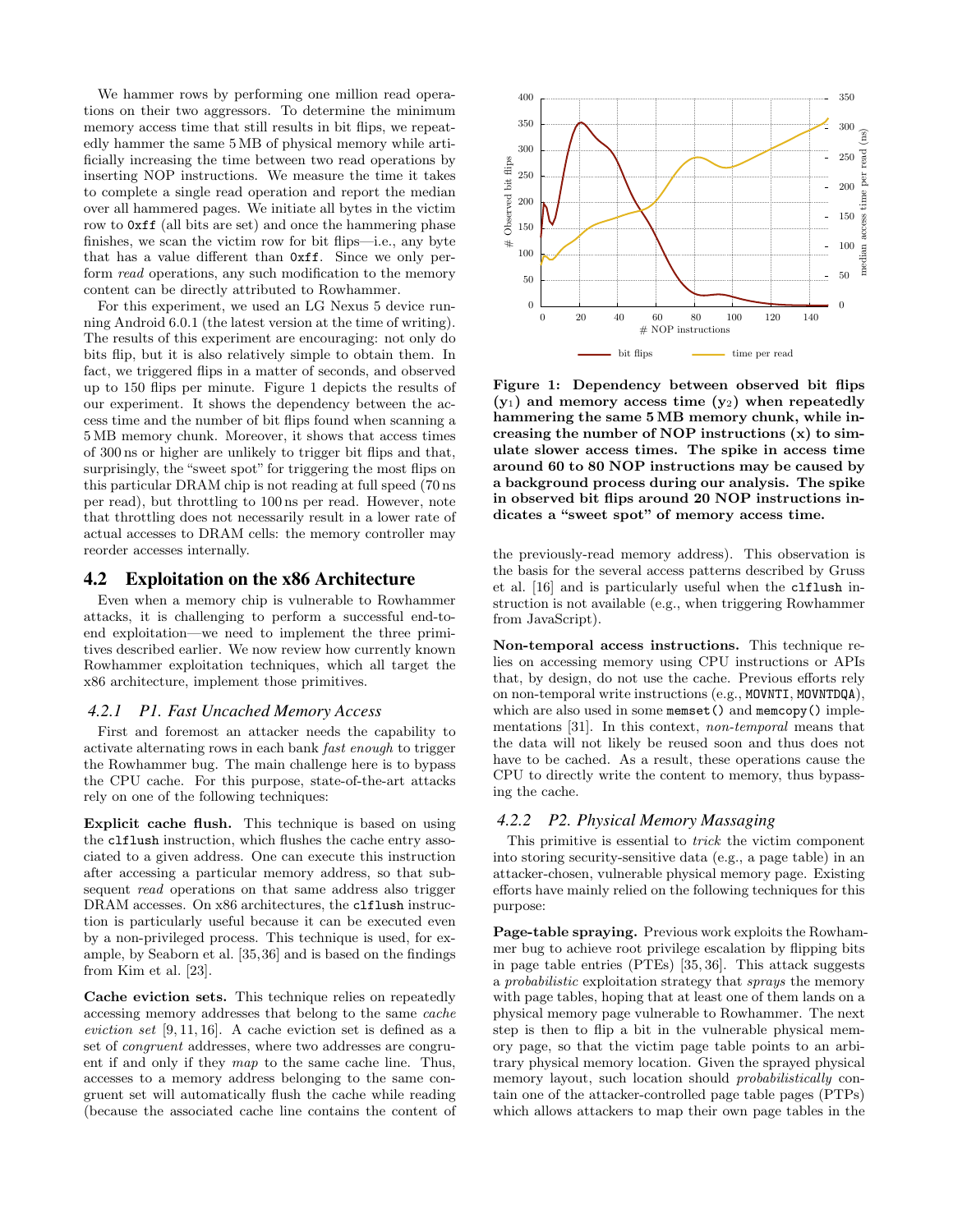We hammer rows by performing one million read operations on their two aggressors. To determine the minimum memory access time that still results in bit flips, we repeatedly hammer the same 5 MB of physical memory while artificially increasing the time between two read operations by inserting NOP instructions. We measure the time it takes to complete a single read operation and report the median over all hammered pages. We initiate all bytes in the victim row to `0xff` (all bits are set) and once the hammering phase finishes, we scan the victim row for bit flips—i.e., any byte that has a value different than `0xff`. Since we only perform *read* operations, any such modification to the memory content can be directly attributed to Rowhammer.

For this experiment, we used an LG Nexus 5 device running Android 6.0.1 (the latest version at the time of writing). The results of this experiment are encouraging: not only do bits flip, but it is also relatively simple to obtain them. In fact, we triggered flips in a matter of seconds, and observed up to 150 flips per minute. Figure 1 depicts the results of our experiment. It shows the dependency between the access time and the number of bit flips found when scanning a 5 MB memory chunk. Moreover, it shows that access times of 300 ns or higher are unlikely to trigger bit flips and that, surprisingly, the "sweet spot" for triggering the most flips on this particular DRAM chip is not reading at full speed (70 ns per read), but throttling to 100 ns per read. However, note that throttling does not necessarily result in a lower rate of actual accesses to DRAM cells: the memory controller may reorder accesses internally.

0
50
100
150
200
250
300
350
400
\# Observed bit flips
0
20
40
60
80
100
120
140
\# NOP instructions
0
50
100
150
200
250
300
350
median access time per read (ns)
bit flips
time per read

**Figure 1: Dependency between observed bit flips ($y_1$) and memory access time ($y_2$) when repeatedly hammering the same 5 MB memory chunk, while increasing the number of NOP instructions (x) to simulate slower access times. The spike in access time around 60 to 80 NOP instructions may be caused by a background process during our analysis. The spike in observed bit flips around 20 NOP instructions indicates a "sweet spot" of memory access time.**

## 4.2 Exploitation on the x86 Architecture

Even when a memory chip is vulnerable to Rowhammer attacks, it is challenging to perform a successful end-to-end exploitation—we need to implement the three primitives described earlier. We now review how currently known Rowhammer exploitation techniques, which all target the x86 architecture, implement those primitives.

### 4.2.1 P1. Fast Uncached Memory Access

First and foremost an attacker needs the capability to activate alternating rows in each bank *fast enough* to trigger the Rowhammer bug. The main challenge here is to bypass the CPU cache. For this purpose, state-of-the-art attacks rely on one of the following techniques:

**Explicit cache flush.** This technique is based on using the `clflush` instruction, which flushes the cache entry associated to a given address. One can execute this instruction after accessing a particular memory address, so that subsequent *read* operations on that same address also trigger DRAM accesses. On x86 architectures, the `clflush` instruction is particularly useful because it can be executed even by a non-privileged process. This technique is used, for example, by Seaborn et al. [35,36] and is based on the findings from Kim et al. [23].

**Cache eviction sets.** This technique relies on repeatedly accessing memory addresses that belong to the same *cache eviction set* [9, 11, 16]. A cache eviction set is defined as a set of *congruent* addresses, where two addresses are congruent if and only if they *map* to the same cache line. Thus, accesses to a memory address belonging to the same congruent set will automatically flush the cache while reading (because the associated cache line contains the content of the previously-read memory address). This observation is the basis for the several access patterns described by Gruss et al. [16] and is particularly useful when the `clflush` instruction is not available (e.g., when triggering Rowhammer from JavaScript).

**Non-temporal access instructions.** This technique relies on accessing memory using CPU instructions or APIs that, by design, do not use the cache. Previous efforts rely on non-temporal write instructions (e.g., `MOVNTI`, `MOVNTDQA`), which are also used in some `memset()` and `memcopy()` implementations [31]. In this context, *non-temporal* means that the data will not likely be reused soon and thus does not have to be cached. As a result, these operations cause the CPU to directly write the content to memory, thus bypassing the cache.

### 4.2.2 P2. Physical Memory Massaging

This primitive is essential to *trick* the victim component into storing security-sensitive data (e.g., a page table) in an attacker-chosen, vulnerable physical memory page. Existing efforts have mainly relied on the following techniques for this purpose:

**Page-table spraying.** Previous work exploits the Rowhammer bug to achieve root privilege escalation by flipping bits in page table entries (PTEs) [35, 36]. This attack suggests a *probabilistic* exploitation strategy that *sprays* the memory with page tables, hoping that at least one of them lands on a physical memory page vulnerable to Rowhammer. The next step is then to flip a bit in the vulnerable physical memory page, so that the victim page table points to an arbitrary physical memory location. Given the sprayed physical memory layout, such location should *probabilistically* contain one of the attacker-controlled page table pages (PTPs) which allows attackers to map their own page tables in the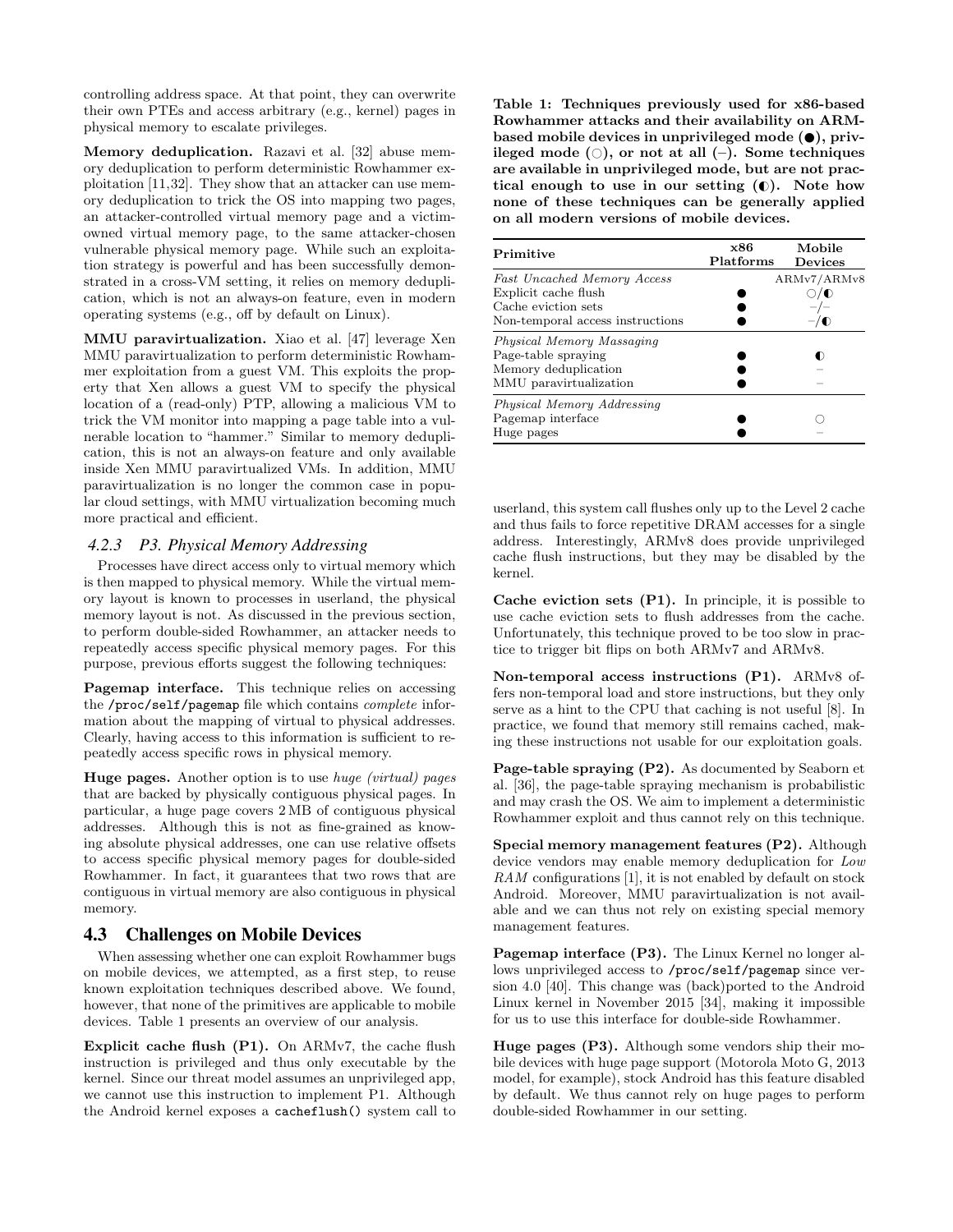controlling address space. At that point, they can overwrite their own PTEs and access arbitrary (e.g., kernel) pages in physical memory to escalate privileges.

**Memory deduplication.** Razavi et al. [32] abuse memory deduplication to perform deterministic Rowhammer exploitation [11,32]. They show that an attacker can use memory deduplication to trick the OS into mapping two pages, an attacker-controlled virtual memory page and a victim-owned virtual memory page, to the same attacker-chosen vulnerable physical memory page. While such an exploitation strategy is powerful and has been successfully demonstrated in a cross-VM setting, it relies on memory deduplication, which is not an always-on feature, even in modern operating systems (e.g., off by default on Linux).

**MMU paravirtualization.** Xiao et al. [47] leverage Xen MMU paravirtualization to perform deterministic Rowhammer exploitation from a guest VM. This exploits the property that Xen allows a guest VM to specify the physical location of a (read-only) PTP, allowing a malicious VM to trick the VM monitor into mapping a page table into a vulnerable location to "hammer." Similar to memory deduplication, this is not an always-on feature and only available inside Xen MMU paravirtualized VMs. In addition, MMU paravirtualization is no longer the common case in popular cloud settings, with MMU virtualization becoming much more practical and efficient.

#### 4.2.3 P3. Physical Memory Addressing

Processes have direct access only to virtual memory which is then mapped to physical memory. While the virtual memory layout is known to processes in userland, the physical memory layout is not. As discussed in the previous section, to perform double-sided Rowhammer, an attacker needs to repeatedly access specific physical memory pages. For this purpose, previous efforts suggest the following techniques:

**Pagemap interface.** This technique relies on accessing the /proc/self/pagemap file which contains *complete* information about the mapping of virtual to physical addresses. Clearly, having access to this information is sufficient to repeatedly access specific rows in physical memory.

**Huge pages.** Another option is to use *huge (virtual) pages* that are backed by physically contiguous physical pages. In particular, a huge page covers 2 MB of contiguous physical addresses. Although this is not as fine-grained as knowing absolute physical addresses, one can use relative offsets to access specific physical memory pages for double-sided Rowhammer. In fact, it guarantees that two rows that are contiguous in virtual memory are also contiguous in physical memory.

## 4.3 Challenges on Mobile Devices

When assessing whether one can exploit Rowhammer bugs on mobile devices, we attempted, as a first step, to reuse known exploitation techniques described above. We found, however, that none of the primitives are applicable to mobile devices. Table 1 presents an overview of our analysis.

**Table 1: Techniques previously used for x86-based Rowhammer attacks and their availability on ARM-based mobile devices in unprivileged mode (●), privileged mode (○), or not at all (–). Some techniques are available in unprivileged mode, but are not practical enough to use in our setting (◐). Note how none of these techniques can be generally applied on all modern versions of mobile devices.**

| Primitive | x86 Platforms | Mobile Devices |
|---|---|---|
| *Fast Uncached Memory Access* | | ARMv7/ARMv8 |
| Explicit cache flush | ● | ○/◐ |
| Cache eviction sets | ● | –/– |
| Non-temporal access instructions | ● | –/◐ |
| *Physical Memory Massaging* | | |
| Page-table spraying | ● | ◐ |
| Memory deduplication | ● | – |
| MMU paravirtualization | ● | – |
| *Physical Memory Addressing* | | |
| Pagemap interface | ● | ○ |
| Huge pages | ● | – |

**Explicit cache flush (P1).** On ARMv7, the cache flush instruction is privileged and thus only executable by the kernel. Since our threat model assumes an unprivileged app, we cannot use this instruction to implement P1. Although the Android kernel exposes a cacheflush() system call to userland, this system call flushes only up to the Level 2 cache and thus fails to force repetitive DRAM accesses for a single address. Interestingly, ARMv8 does provide unprivileged cache flush instructions, but they may be disabled by the kernel.

**Cache eviction sets (P1).** In principle, it is possible to use cache eviction sets to flush addresses from the cache. Unfortunately, this technique proved to be too slow in practice to trigger bit flips on both ARMv7 and ARMv8.

**Non-temporal access instructions (P1).** ARMv8 offers non-temporal load and store instructions, but they only serve as a hint to the CPU that caching is not useful [8]. In practice, we found that memory still remains cached, making these instructions not usable for our exploitation goals.

**Page-table spraying (P2).** As documented by Seaborn et al. [36], the page-table spraying mechanism is probabilistic and may crash the OS. We aim to implement a deterministic Rowhammer exploit and thus cannot rely on this technique.

**Special memory management features (P2).** Although device vendors may enable memory deduplication for *Low RAM* configurations [1], it is not enabled by default on stock Android. Moreover, MMU paravirtualization is not available and we can thus not rely on existing special memory management features.

**Pagemap interface (P3).** The Linux Kernel no longer allows unprivileged access to /proc/self/pagemap since version 4.0 [40]. This change was (back)ported to the Android Linux kernel in November 2015 [34], making it impossible for us to use this interface for double-side Rowhammer.

**Huge pages (P3).** Although some vendors ship their mobile devices with huge page support (Motorola Moto G, 2013 model, for example), stock Android has this feature disabled by default. We thus cannot rely on huge pages to perform double-sided Rowhammer in our setting.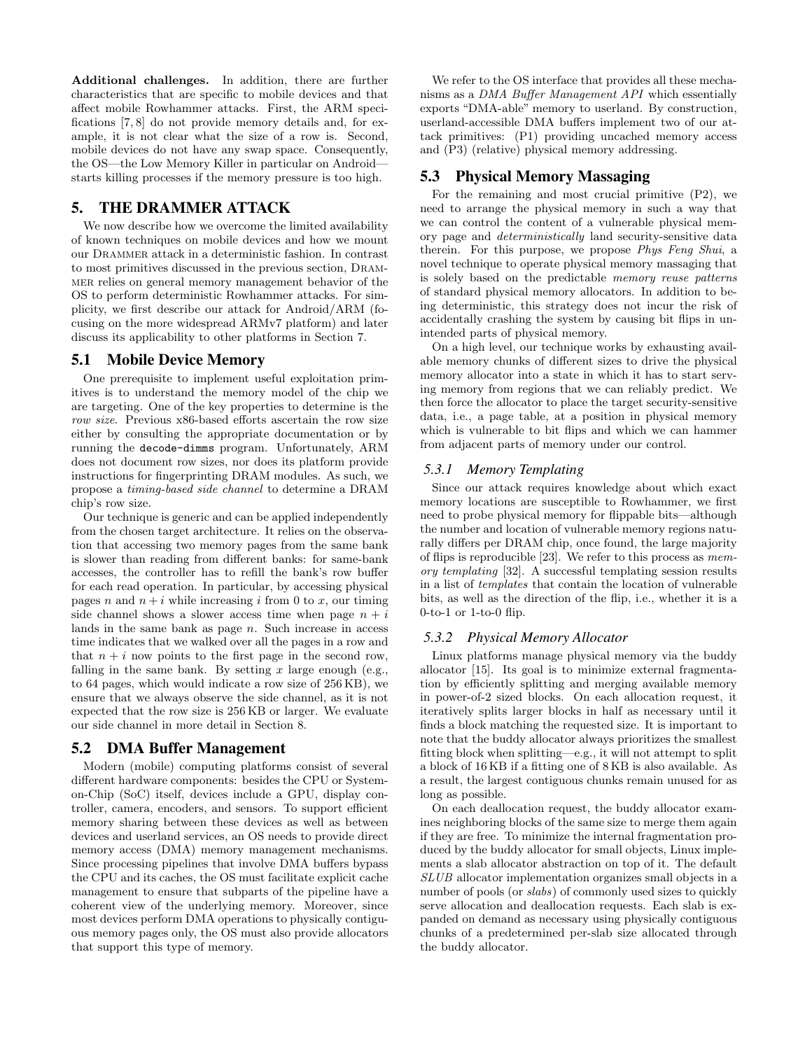**Additional challenges.** In addition, there are further characteristics that are specific to mobile devices and that affect mobile Rowhammer attacks. First, the ARM specifications [7, 8] do not provide memory details and, for example, it is not clear what the size of a row is. Second, mobile devices do not have any swap space. Consequently, the OS—the Low Memory Killer in particular on Android—starts killing processes if the memory pressure is too high.

# 5. THE DRAMMER ATTACK

We now describe how we overcome the limited availability of known techniques on mobile devices and how we mount our Drammer attack in a deterministic fashion. In contrast to most primitives discussed in the previous section, Drammer relies on general memory management behavior of the OS to perform deterministic Rowhammer attacks. For simplicity, we first describe our attack for Android/ARM (focusing on the more widespread ARMv7 platform) and later discuss its applicability to other platforms in Section 7.

## 5.1 Mobile Device Memory

One prerequisite to implement useful exploitation primitives is to understand the memory model of the chip we are targeting. One of the key properties to determine is the *row size*. Previous x86-based efforts ascertain the row size either by consulting the appropriate documentation or by running the `decode-dimms` program. Unfortunately, ARM does not document row sizes, nor does its platform provide instructions for fingerprinting DRAM modules. As such, we propose a *timing-based side channel* to determine a DRAM chip's row size.

Our technique is generic and can be applied independently from the chosen target architecture. It relies on the observation that accessing two memory pages from the same bank is slower than reading from different banks: for same-bank accesses, the controller has to refill the bank's row buffer for each read operation. In particular, by accessing physical pages $n$ and $n+i$ while increasing $i$ from 0 to $x$, our timing side channel shows a slower access time when page $n+i$ lands in the same bank as page $n$. Such increase in access time indicates that we walked over all the pages in a row and that $n+i$ now points to the first page in the second row, falling in the same bank. By setting $x$ large enough (e.g., to 64 pages, which would indicate a row size of 256 KB), we ensure that we always observe the side channel, as it is not expected that the row size is 256 KB or larger. We evaluate our side channel in more detail in Section 8.

## 5.2 DMA Buffer Management

Modern (mobile) computing platforms consist of several different hardware components: besides the CPU or System-on-Chip (SoC) itself, devices include a GPU, display controller, camera, encoders, and sensors. To support efficient memory sharing between these devices as well as between devices and userland services, an OS needs to provide direct memory access (DMA) memory management mechanisms. Since processing pipelines that involve DMA buffers bypass the CPU and its caches, the OS must facilitate explicit cache management to ensure that subparts of the pipeline have a coherent view of the underlying memory. Moreover, since most devices perform DMA operations to physically contiguous memory pages only, the OS must also provide allocators that support this type of memory.

We refer to the OS interface that provides all these mechanisms as a *DMA Buffer Management API* which essentially exports "DMA-able" memory to userland. By construction, userland-accessible DMA buffers implement two of our attack primitives: (P1) providing uncached memory access and (P3) (relative) physical memory addressing.

## 5.3 Physical Memory Massaging

For the remaining and most crucial primitive (P2), we need to arrange the physical memory in such a way that we can control the content of a vulnerable physical memory page and *deterministically* land security-sensitive data therein. For this purpose, we propose *Phys Feng Shui*, a novel technique to operate physical memory massaging that is solely based on the predictable *memory reuse patterns* of standard physical memory allocators. In addition to being deterministic, this strategy does not incur the risk of accidentally crashing the system by causing bit flips in unintended parts of physical memory.

On a high level, our technique works by exhausting available memory chunks of different sizes to drive the physical memory allocator into a state in which it has to start serving memory from regions that we can reliably predict. We then force the allocator to place the target security-sensitive data, i.e., a page table, at a position in physical memory which is vulnerable to bit flips and which we can hammer from adjacent parts of memory under our control.

### 5.3.1 Memory Templating

Since our attack requires knowledge about which exact memory locations are susceptible to Rowhammer, we first need to probe physical memory for flippable bits—although the number and location of vulnerable memory regions naturally differs per DRAM chip, once found, the large majority of flips is reproducible [23]. We refer to this process as *memory templating* [32]. A successful templating session results in a list of *templates* that contain the location of vulnerable bits, as well as the direction of the flip, i.e., whether it is a 0-to-1 or 1-to-0 flip.

### 5.3.2 Physical Memory Allocator

Linux platforms manage physical memory via the buddy allocator [15]. Its goal is to minimize external fragmentation by efficiently splitting and merging available memory in power-of-2 sized blocks. On each allocation request, it iteratively splits larger blocks in half as necessary until it finds a block matching the requested size. It is important to note that the buddy allocator always prioritizes the smallest fitting block when splitting—e.g., it will not attempt to split a block of 16 KB if a fitting one of 8 KB is also available. As a result, the largest contiguous chunks remain unused for as long as possible.

On each deallocation request, the buddy allocator examines neighboring blocks of the same size to merge them again if they are free. To minimize the internal fragmentation produced by the buddy allocator for small objects, Linux implements a slab allocator abstraction on top of it. The default *SLUB* allocator implementation organizes small objects in a number of pools (or *slabs*) of commonly used sizes to quickly serve allocation and deallocation requests. Each slab is expanded on demand as necessary using physically contiguous chunks of a predetermined per-slab size allocated through the buddy allocator.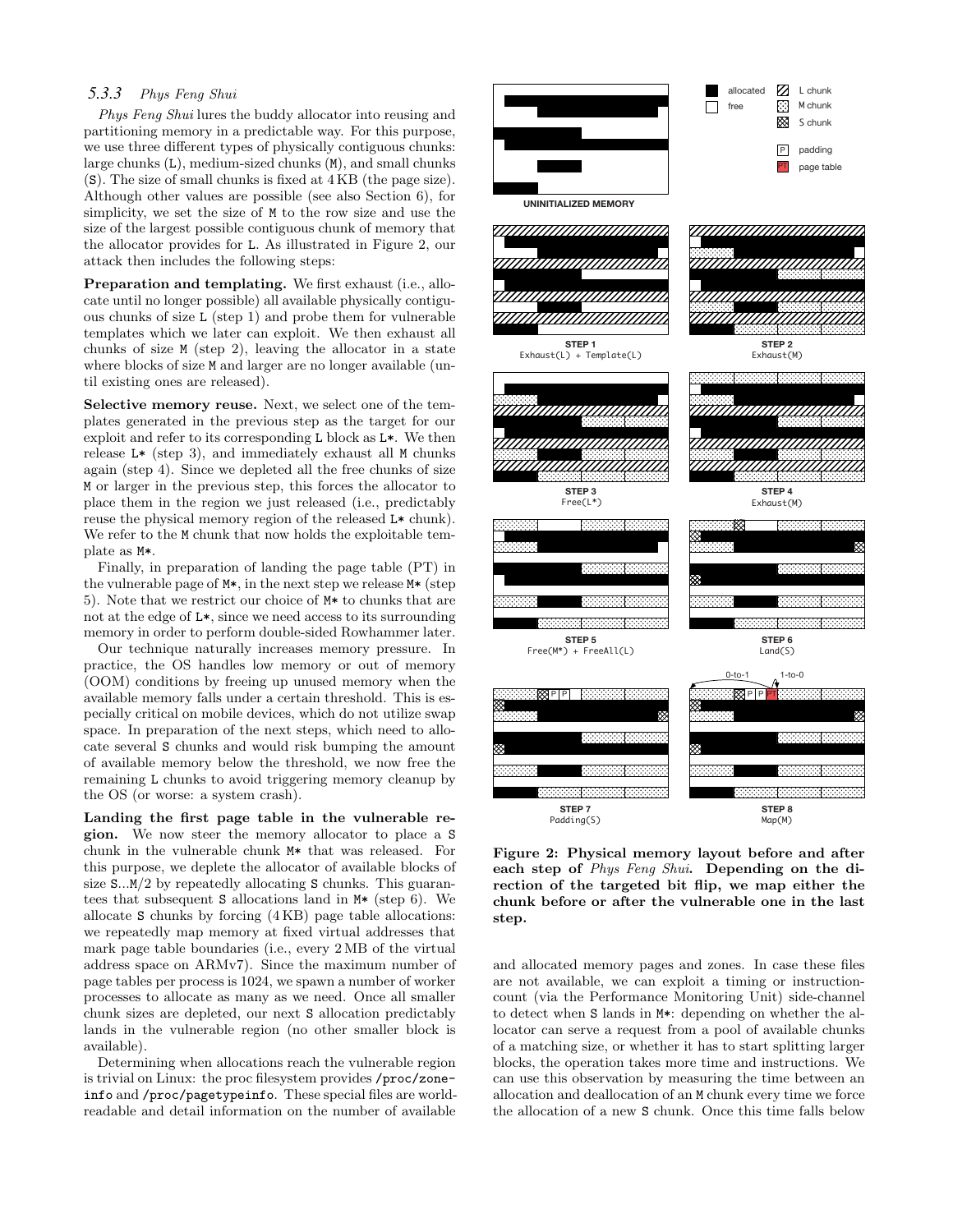### 5.3.3 *Phys Feng Shui*

*Phys Feng Shui* lures the buddy allocator into reusing and partitioning memory in a predictable way. For this purpose, we use three different types of physically contiguous chunks: large chunks (L), medium-sized chunks (M), and small chunks (S). The size of small chunks is fixed at 4 KB (the page size). Although other values are possible (see also Section 6), for simplicity, we set the size of M to the row size and use the size of the largest possible contiguous chunk of memory that the allocator provides for L. As illustrated in Figure 2, our attack then includes the following steps:

**Preparation and templating.** We first exhaust (i.e., allocate until no longer possible) all available physically contiguous chunks of size L (step 1) and probe them for vulnerable templates which we later can exploit. We then exhaust all chunks of size M (step 2), leaving the allocator in a state where blocks of size M and larger are no longer available (until existing ones are released).

**Selective memory reuse.** Next, we select one of the templates generated in the previous step as the target for our exploit and refer to its corresponding L block as L*. We then release L* (step 3), and immediately exhaust all M chunks again (step 4). Since we depleted all the free chunks of size M or larger in the previous step, this forces the allocator to place them in the region we just released (i.e., predictably reuse the physical memory region of the released L* chunk). We refer to the M chunk that now holds the exploitable template as M*.

Finally, in preparation of landing the page table (PT) in the vulnerable page of M*, in the next step we release M* (step 5). Note that we restrict our choice of M* to chunks that are not at the edge of L*, since we need access to its surrounding memory in order to perform double-sided Rowhammer later.

Our technique naturally increases memory pressure. In practice, the OS handles low memory or out of memory (OOM) conditions by freeing up unused memory when the available memory falls under a certain threshold. This is especially critical on mobile devices, which do not utilize swap space. In preparation of the next steps, which need to allocate several S chunks and would risk bumping the amount of available memory below the threshold, we now free the remaining L chunks to avoid triggering memory cleanup by the OS (or worse: a system crash).

**Landing the first page table in the vulnerable region.** We now steer the memory allocator to place a S chunk in the vulnerable chunk M* that was released. For this purpose, we deplete the allocator of available blocks of size S...M/2 by repeatedly allocating S chunks. This guarantees that subsequent S allocations land in M* (step 6). We allocate S chunks by forcing (4 KB) page table allocations: we repeatedly map memory at fixed virtual addresses that mark page table boundaries (i.e., every 2 MB of the virtual address space on ARMv7). Since the maximum number of page tables per process is 1024, we spawn a number of worker processes to allocate as many as we need. Once all smaller chunk sizes are depleted, our next S allocation predictably lands in the vulnerable region (no other smaller block is available).

Determining when allocations reach the vulnerable region is trivial on Linux: the proc filesystem provides /proc/zoneinfo and /proc/pagetypeinfo. These special files are world-readable and detail information on the number of available and allocated memory pages and zones. In case these files are not available, we can exploit a timing or instruction-count (via the Performance Monitoring Unit) side-channel to detect when S lands in M*: depending on whether the allocator can serve a request from a pool of available chunks of a matching size, or whether it has to start splitting larger blocks, the operation takes more time and instructions. We can use this observation by measuring the time between an allocation and deallocation of an M chunk every time we force the allocation of a new S chunk. Once this time falls below

allocated
free
L chunk
M chunk
S chunk
P padding
PT page table

UNINITIALIZED MEMORY

STEP 1
Exhaust(L) + Template(L)

STEP 2
Exhaust(M)

STEP 3
Free(L*)

STEP 4
Exhaust(M)

STEP 5
Free(M*) + FreeAll(L)

STEP 6
Land(S)

STEP 7
Padding(S)

0-to-1
1-to-0
STEP 8
Map(M)

**Figure 2: Physical memory layout before and after each step of *Phys Feng Shui*. Depending on the direction of the targeted bit flip, we map either the chunk before or after the vulnerable one in the last step.**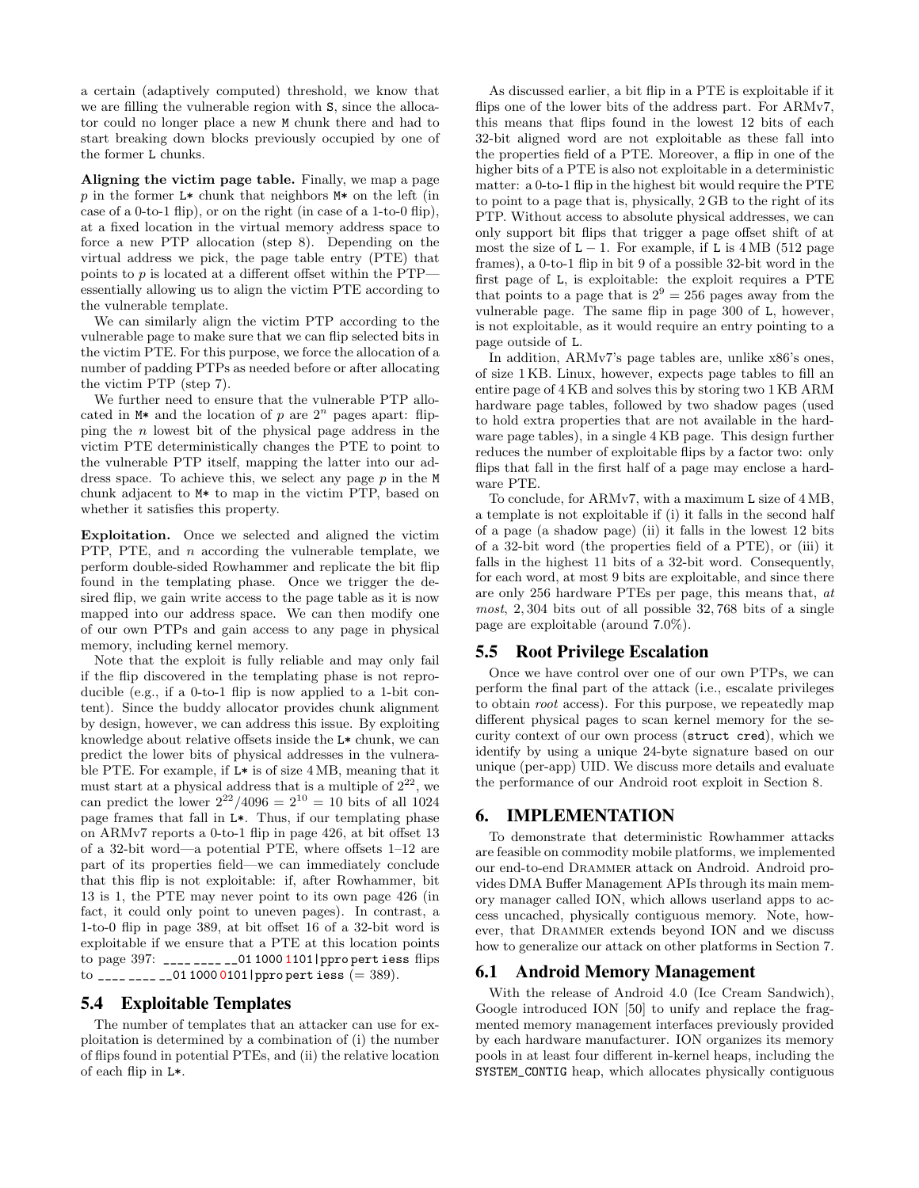a certain (adaptively computed) threshold, we know that we are filling the vulnerable region with S, since the allocator could no longer place a new M chunk there and had to start breaking down blocks previously occupied by one of the former L chunks.

**Aligning the victim page table.** Finally, we map a page $p$ in the former L* chunk that neighbors M* on the left (in case of a 0-to-1 flip), or on the right (in case of a 1-to-0 flip), at a fixed location in the virtual memory address space to force a new PTP allocation (step 8). Depending on the virtual address we pick, the page table entry (PTE) that points to $p$ is located at a different offset within the PTP—essentially allowing us to align the victim PTE according to the vulnerable template.

We can similarly align the victim PTP according to the vulnerable page to make sure that we can flip selected bits in the victim PTE. For this purpose, we force the allocation of a number of padding PTPs as needed before or after allocating the victim PTP (step 7).

We further need to ensure that the vulnerable PTP allocated in M* and the location of $p$ are $2^n$ pages apart: flipping the $n$ lowest bit of the physical page address in the victim PTE deterministically changes the PTE to point to the vulnerable PTP itself, mapping the latter into our address space. To achieve this, we select any page $p$ in the M chunk adjacent to M* to map in the victim PTP, based on whether it satisfies this property.

**Exploitation.** Once we selected and aligned the victim PTP, PTE, and $n$ according the vulnerable template, we perform double-sided Rowhammer and replicate the bit flip found in the templating phase. Once we trigger the desired flip, we gain write access to the page table as it is now mapped into our address space. We can then modify one of our own PTPs and gain access to any page in physical memory, including kernel memory.

Note that the exploit is fully reliable and may only fail if the flip discovered in the templating phase is not reproducible (e.g., if a 0-to-1 flip is now applied to a 1-bit content). Since the buddy allocator provides chunk alignment by design, however, we can address this issue. By exploiting knowledge about relative offsets inside the L* chunk, we can predict the lower bits of physical addresses in the vulnerable PTE. For example, if L* is of size 4 MB, meaning that it must start at a physical address that is a multiple of $2^{22}$, we can predict the lower $2^{22}/4096 = 2^{10} = 10$ bits of all 1024 page frames that fall in L*. Thus, if our templating phase on ARMv7 reports a 0-to-1 flip in page 426, at bit offset 13 of a 32-bit word—a potential PTE, where offsets 1–12 are part of its properties field—we can immediately conclude that this flip is not exploitable: if, after Rowhammer, bit 13 is 1, the PTE may never point to its own page 426 (in fact, it could only point to uneven pages). In contrast, a 1-to-0 flip in page 389, at bit offset 16 of a 32-bit word is exploitable if we ensure that a PTE at this location points to page 397: `____ ____ __01 1000 1101|ppro pert iess` flips to `____ ____ __01 1000 0101|ppro pert iess` (= 389).

## 5.4 Exploitable Templates

The number of templates that an attacker can use for exploitation is determined by a combination of (i) the number of flips found in potential PTEs, and (ii) the relative location of each flip in L*.

As discussed earlier, a bit flip in a PTE is exploitable if it flips one of the lower bits of the address part. For ARMv7, this means that flips found in the lowest 12 bits of each 32-bit aligned word are not exploitable as these fall into the properties field of a PTE. Moreover, a flip in one of the higher bits of a PTE is also not exploitable in a deterministic matter: a 0-to-1 flip in the highest bit would require the PTE to point to a page that is, physically, 2 GB to the right of its PTP. Without access to absolute physical addresses, we can only support bit flips that trigger a page offset shift of at most the size of $\texttt{L} - 1$. For example, if L is 4 MB (512 page frames), a 0-to-1 flip in bit 9 of a possible 32-bit word in the first page of L, is exploitable: the exploit requires a PTE that points to a page that is $2^9 = 256$ pages away from the vulnerable page. The same flip in page 300 of L, however, is not exploitable, as it would require an entry pointing to a page outside of L.

In addition, ARMv7's page tables are, unlike x86's ones, of size 1 KB. Linux, however, expects page tables to fill an entire page of 4 KB and solves this by storing two 1 KB ARM hardware page tables, followed by two shadow pages (used to hold extra properties that are not available in the hardware page tables), in a single 4 KB page. This design further reduces the number of exploitable flips by a factor two: only flips that fall in the first half of a page may enclose a hardware PTE.

To conclude, for ARMv7, with a maximum L size of 4 MB, a template is not exploitable if (i) it falls in the second half of a page (a shadow page) (ii) it falls in the lowest 12 bits of a 32-bit word (the properties field of a PTE), or (iii) it falls in the highest 11 bits of a 32-bit word. Consequently, for each word, at most 9 bits are exploitable, and since there are only 256 hardware PTEs per page, this means that, *at most*, 2,304 bits out of all possible 32,768 bits of a single page are exploitable (around 7.0%).

## 5.5 Root Privilege Escalation

Once we have control over one of our own PTPs, we can perform the final part of the attack (i.e., escalate privileges to obtain *root* access). For this purpose, we repeatedly map different physical pages to scan kernel memory for the security context of our own process (`struct cred`), which we identify by using a unique 24-byte signature based on our unique (per-app) UID. We discuss more details and evaluate the performance of our Android root exploit in Section 8.

# 6. IMPLEMENTATION

To demonstrate that deterministic Rowhammer attacks are feasible on commodity mobile platforms, we implemented our end-to-end DRAMMER attack on Android. Android provides DMA Buffer Management APIs through its main memory manager called ION, which allows userland apps to access uncached, physically contiguous memory. Note, however, that DRAMMER extends beyond ION and we discuss how to generalize our attack on other platforms in Section 7.

## 6.1 Android Memory Management

With the release of Android 4.0 (Ice Cream Sandwich), Google introduced ION [50] to unify and replace the fragmented memory management interfaces previously provided by each hardware manufacturer. ION organizes its memory pools in at least four different in-kernel heaps, including the `SYSTEM_CONTIG` heap, which allocates physically contiguous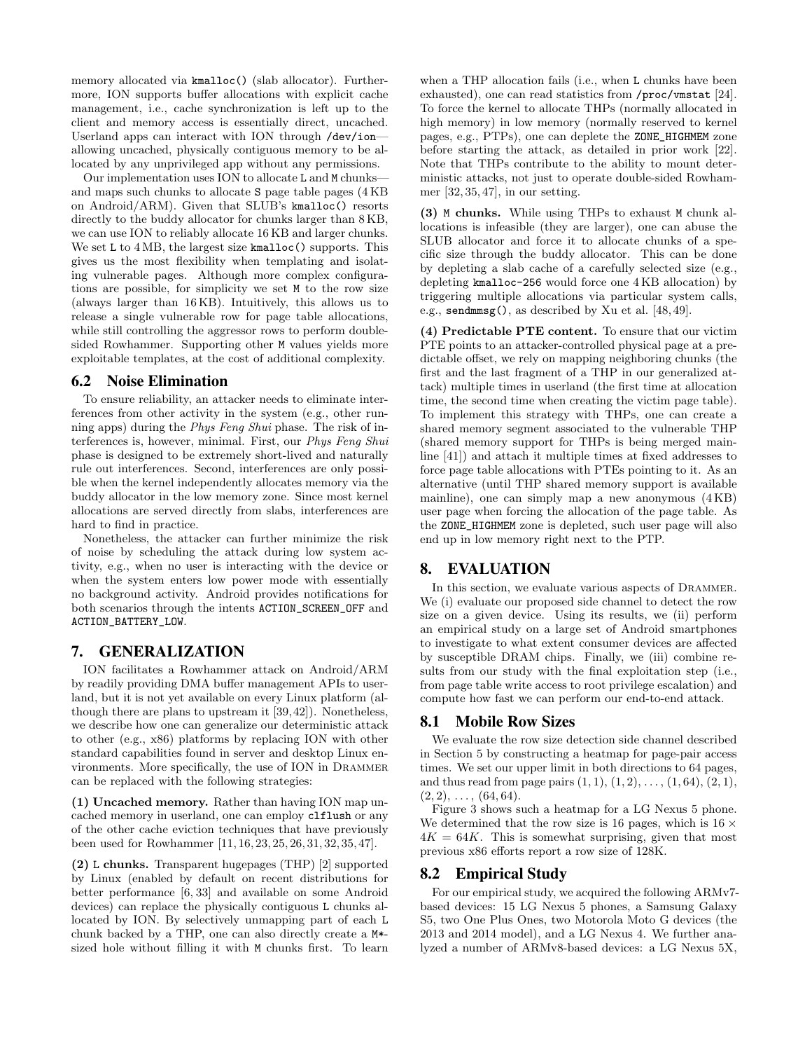memory allocated via kmalloc() (slab allocator). Furthermore, ION supports buffer allocations with explicit cache management, i.e., cache synchronization is left up to the client and memory access is essentially direct, uncached. Userland apps can interact with ION through /dev/ion—allowing uncached, physically contiguous memory to be allocated by any unprivileged app without any permissions.

Our implementation uses ION to allocate L and M chunks—and maps such chunks to allocate S page table pages (4 KB on Android/ARM). Given that SLUB's kmalloc() resorts directly to the buddy allocator for chunks larger than 8 KB, we can use ION to reliably allocate 16 KB and larger chunks. We set L to 4 MB, the largest size kmalloc() supports. This gives us the most flexibility when templating and isolating vulnerable pages. Although more complex configurations are possible, for simplicity we set M to the row size (always larger than 16 KB). Intuitively, this allows us to release a single vulnerable row for page table allocations, while still controlling the aggressor rows to perform double-sided Rowhammer. Supporting other M values yields more exploitable templates, at the cost of additional complexity.

## 6.2 Noise Elimination

To ensure reliability, an attacker needs to eliminate interferences from other activity in the system (e.g., other running apps) during the *Phys Feng Shui* phase. The risk of interferences is, however, minimal. First, our *Phys Feng Shui* phase is designed to be extremely short-lived and naturally rule out interferences. Second, interferences are only possible when the kernel independently allocates memory via the buddy allocator in the low memory zone. Since most kernel allocations are served directly from slabs, interferences are hard to find in practice.

Nonetheless, the attacker can further minimize the risk of noise by scheduling the attack during low system activity, e.g., when no user is interacting with the device or when the system enters low power mode with essentially no background activity. Android provides notifications for both scenarios through the intents ACTION_SCREEN_OFF and ACTION_BATTERY_LOW.

# 7. GENERALIZATION

ION facilitates a Rowhammer attack on Android/ARM by readily providing DMA buffer management APIs to userland, but it is not yet available on every Linux platform (although there are plans to upstream it [39, 42]). Nonetheless, we describe how one can generalize our deterministic attack to other (e.g., x86) platforms by replacing ION with other standard capabilities found in server and desktop Linux environments. More specifically, the use of ION in DRAMMER can be replaced with the following strategies:

**(1) Uncached memory.** Rather than having ION map uncached memory in userland, one can employ clflush or any of the other cache eviction techniques that have previously been used for Rowhammer [11, 16, 23, 25, 26, 31, 32, 35, 47].

**(2) L chunks.** Transparent hugepages (THP) [2] supported by Linux (enabled by default on recent distributions for better performance [6, 33] and available on some Android devices) can replace the physically contiguous L chunks allocated by ION. By selectively unmapping part of each L chunk backed by a THP, one can also directly create a M*-sized hole without filling it with M chunks first. To learn when a THP allocation fails (i.e., when L chunks have been exhausted), one can read statistics from /proc/vmstat [24]. To force the kernel to allocate THPs (normally allocated in high memory) in low memory (normally reserved to kernel pages, e.g., PTPs), one can deplete the ZONE_HIGHMEM zone before starting the attack, as detailed in prior work [22]. Note that THPs contribute to the ability to mount deterministic attacks, not just to operate double-sided Rowhammer [32, 35, 47], in our setting.

**(3) M chunks.** While using THPs to exhaust M chunk allocations is infeasible (they are larger), one can abuse the SLUB allocator and force it to allocate chunks of a specific size through the buddy allocator. This can be done by depleting a slab cache of a carefully selected size (e.g., depleting kmalloc-256 would force one 4 KB allocation) by triggering multiple allocations via particular system calls, e.g., sendmmsg(), as described by Xu et al. [48, 49].

**(4) Predictable PTE content.** To ensure that our victim PTE points to an attacker-controlled physical page at a predictable offset, we rely on mapping neighboring chunks (the first and the last fragment of a THP in our generalized attack) multiple times in userland (the first time at allocation time, the second time when creating the victim page table). To implement this strategy with THPs, one can create a shared memory segment associated to the vulnerable THP (shared memory support for THPs is being merged mainline [41]) and attach it multiple times at fixed addresses to force page table allocations with PTEs pointing to it. As an alternative (until THP shared memory support is available mainline), one can simply map a new anonymous (4 KB) user page when forcing the allocation of the page table. As the ZONE_HIGHMEM zone is depleted, such user page will also end up in low memory right next to the PTP.

# 8. EVALUATION

In this section, we evaluate various aspects of DRAMMER. We (i) evaluate our proposed side channel to detect the row size on a given device. Using its results, we (ii) perform an empirical study on a large set of Android smartphones to investigate to what extent consumer devices are affected by susceptible DRAM chips. Finally, we (iii) combine results from our study with the final exploitation step (i.e., from page table write access to root privilege escalation) and compute how fast we can perform our end-to-end attack.

## 8.1 Mobile Row Sizes

We evaluate the row size detection side channel described in Section 5 by constructing a heatmap for page-pair access times. We set our upper limit in both directions to 64 pages, and thus read from page pairs $(1, 1), (1, 2), \ldots, (1, 64), (2, 1), (2, 2), \ldots, (64, 64)$.

Figure 3 shows such a heatmap for a LG Nexus 5 phone. We determined that the row size is 16 pages, which is $16 \times 4K = 64K$. This is somewhat surprising, given that most previous x86 efforts report a row size of 128K.

## 8.2 Empirical Study

For our empirical study, we acquired the following ARMv7-based devices: 15 LG Nexus 5 phones, a Samsung Galaxy S5, two One Plus Ones, two Motorola Moto G devices (the 2013 and 2014 model), and a LG Nexus 4. We further analyzed a number of ARMv8-based devices: a LG Nexus 5X,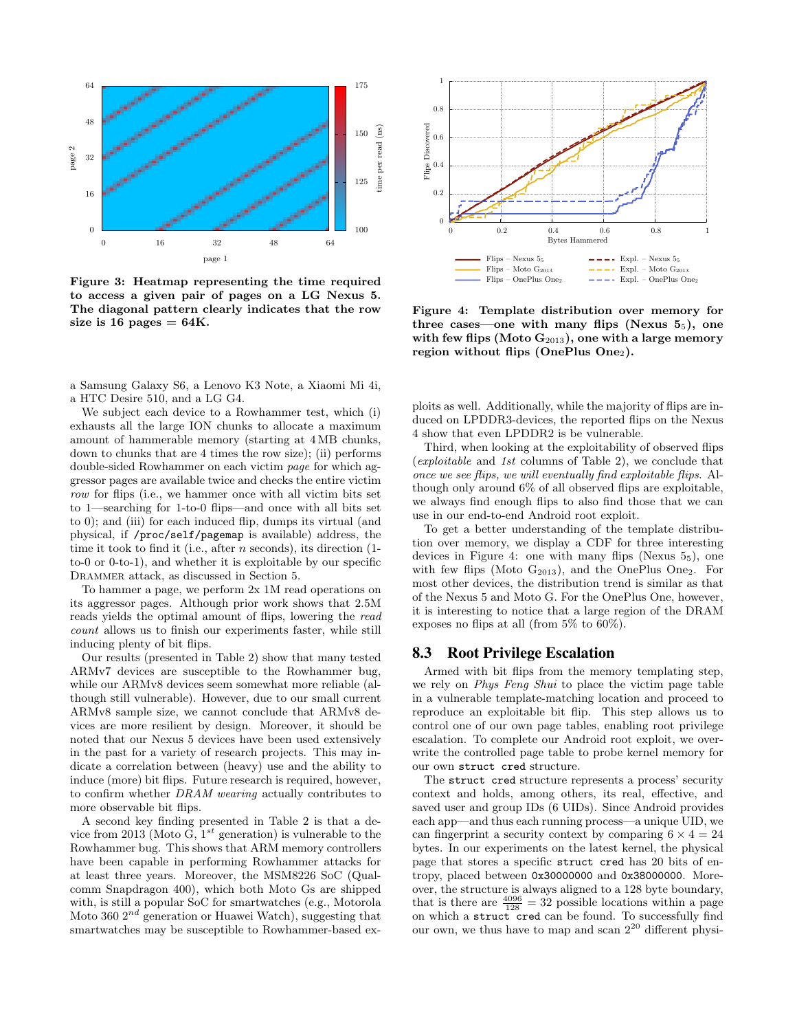64

48

32

16

0

0 16 32 48 64

page 1

page 2

175

150

125

100

time per read (ns)

**Figure 3: Heatmap representing the time required to access a given pair of pages on a LG Nexus 5. The diagonal pattern clearly indicates that the row size is 16 pages = 64K.**

1

0.8

0.6

0.4

0.2

0

0 0.2 0.4 0.6 0.8 1

Bytes Hammered

Flips Discovered

Flips – Nexus $5_5$

Flips – Moto $G_{2013}$

Flips – OnePlus $One_2$

Expl. – Nexus $5_5$

Expl. – Moto $G_{2013}$

Expl. – OnePlus $One_2$

**Figure 4: Template distribution over memory for three cases—one with many flips (Nexus $5_5$), one with few flips (Moto $G_{2013}$), one with a large memory region without flips (OnePlus $One_2$).**

a Samsung Galaxy S6, a Lenovo K3 Note, a Xiaomi Mi 4i, a HTC Desire 510, and a LG G4.

We subject each device to a Rowhammer test, which (i) exhausts all the large ION chunks to allocate a maximum amount of hammerable memory (starting at 4 MB chunks, down to chunks that are 4 times the row size); (ii) performs double-sided Rowhammer on each victim *page* for which aggressor pages are available twice and checks the entire victim *row* for flips (i.e., we hammer once with all victim bits set to 1—searching for 1-to-0 flips—and once with all bits set to 0); and (iii) for each induced flip, dumps its virtual (and physical, if `/proc/self/pagemap` is available) address, the time it took to find it (i.e., after $n$ seconds), its direction (1-to-0 or 0-to-1), and whether it is exploitable by our specific Drammer attack, as discussed in Section 5.

To hammer a page, we perform 2x 1M read operations on its aggressor pages. Although prior work shows that 2.5M reads yields the optimal amount of flips, lowering the *read count* allows us to finish our experiments faster, while still inducing plenty of bit flips.

Our results (presented in Table 2) show that many tested ARMv7 devices are susceptible to the Rowhammer bug, while our ARMv8 devices seem somewhat more reliable (although still vulnerable). However, due to our small current ARMv8 sample size, we cannot conclude that ARMv8 devices are more resilient by design. Moreover, it should be noted that our Nexus 5 devices have been used extensively in the past for a variety of research projects. This may indicate a correlation between (heavy) use and the ability to induce (more) bit flips. Future research is required, however, to confirm whether *DRAM wearing* actually contributes to more observable bit flips.

A second key finding presented in Table 2 is that a device from 2013 (Moto G, $1^{st}$ generation) is vulnerable to the Rowhammer bug. This shows that ARM memory controllers have been capable in performing Rowhammer attacks for at least three years. Moreover, the MSM8226 SoC (Qualcomm Snapdragon 400), which both Moto Gs are shipped with, is still a popular SoC for smartwatches (e.g., Motorola Moto 360 $2^{nd}$ generation or Huawei Watch), suggesting that smartwatches may be susceptible to Rowhammer-based exploits as well. Additionally, while the majority of flips are induced on LPDDR3-devices, the reported flips on the Nexus 4 show that even LPDDR2 is be vulnerable.

Third, when looking at the exploitability of observed flips (*exploitable* and *1st* columns of Table 2), we conclude that *once we see flips, we will eventually find exploitable flips*. Although only around 6% of all observed flips are exploitable, we always find enough flips to also find those that we can use in our end-to-end Android root exploit.

To get a better understanding of the template distribution over memory, we display a CDF for three interesting devices in Figure 4: one with many flips (Nexus $5_5$), one with few flips (Moto $G_{2013}$), and the OnePlus $One_2$. For most other devices, the distribution trend is similar as that of the Nexus 5 and Moto G. For the OnePlus One, however, it is interesting to notice that a large region of the DRAM exposes no flips at all (from 5% to 60%).

## 8.3 Root Privilege Escalation

Armed with bit flips from the memory templating step, we rely on *Phys Feng Shui* to place the victim page table in a vulnerable template-matching location and proceed to reproduce an exploitable bit flip. This step allows us to control one of our own page tables, enabling root privilege escalation. To complete our Android root exploit, we overwrite the controlled page table to probe kernel memory for our own `struct cred` structure.

The `struct cred` structure represents a process' security context and holds, among others, its real, effective, and saved user and group IDs (6 UIDs). Since Android provides each app—and thus each running process—a unique UID, we can fingerprint a security context by comparing $6 \times 4 = 24$ bytes. In our experiments on the latest kernel, the physical page that stores a specific `struct cred` has 20 bits of entropy, placed between `0x30000000` and `0x38000000`. Moreover, the structure is always aligned to a 128 byte boundary, that is there are $\frac{4096}{128} = 32$ possible locations within a page on which a `struct cred` can be found. To successfully find our own, we thus have to map and scan $2^{20}$ different physi-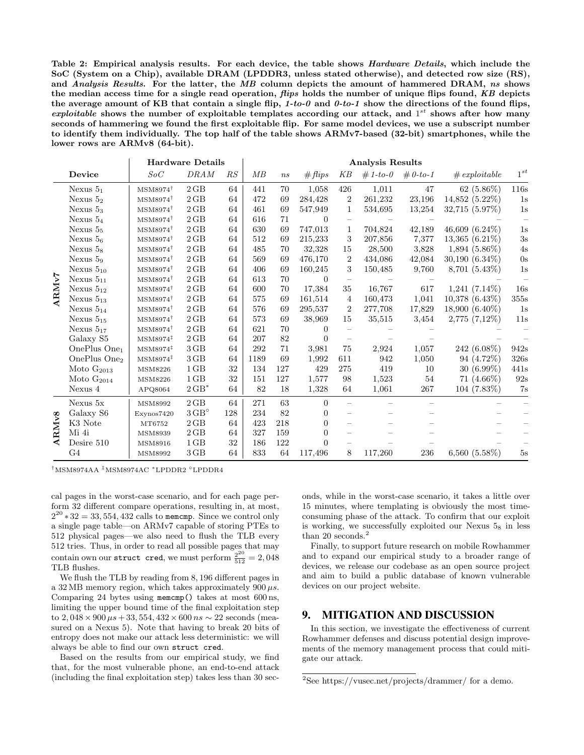**Table 2: Empirical analysis results. For each device, the table shows *Hardware Details*, which include the SoC (System on a Chip), available DRAM (LPDDR3, unless stated otherwise), and detected row size (RS), and *Analysis Results*. For the latter, the *MB* column depicts the amount of hammered DRAM, *ns* shows the median access time for a single read operation, *flips* holds the number of unique flips found, *KB* depicts the average amount of KB that contain a single flip, *1-to-0* and *0-to-1* show the directions of the found flips, *exploitable* shows the number of exploitable templates according our attack, and $1^{st}$ shows after how many seconds of hammering we found the first exploitable flip. For same model devices, we use a subscript number to identify them individually. The top half of the table shows ARMv7-based (32-bit) smartphones, while the lower rows are ARMv8 (64-bit).**

| | | Hardware Details | | | Analysis Results | | | | | | | |
|---|---|---|---|---|---|---|---|---|---|---|---|---|
| | **Device** | *SoC* | *DRAM* | *RS* | *MB* | *ns* | *# flips* | *KB* | *# 1-to-0* | *# 0-to-1* | *# exploitable* | $1^{st}$ |
| ARMv7 | Nexus $5_1$ | MSM8974[†] | 2 GB | 64 | 441 | 70 | 1,058 | 426 | 1,011 | 47 | 62 (5.86%) | 116s |
| | Nexus $5_2$ | MSM8974[†] | 2 GB | 64 | 472 | 69 | 284,428 | 2 | 261,232 | 23,196 | 14,852 (5.22%) | 1s |
| | Nexus $5_3$ | MSM8974[†] | 2 GB | 64 | 461 | 69 | 547,949 | 1 | 534,695 | 13,254 | 32,715 (5.97%) | 1s |
| | Nexus $5_4$ | MSM8974[†] | 2 GB | 64 | 616 | 71 | 0 | – | – | – | – | – |
| | Nexus $5_5$ | MSM8974[†] | 2 GB | 64 | 630 | 69 | 747,013 | 1 | 704,824 | 42,189 | 46,609 (6.24%) | 1s |
| | Nexus $5_6$ | MSM8974[†] | 2 GB | 64 | 512 | 69 | 215,233 | 3 | 207,856 | 7,377 | 13,365 (6.21%) | 3s |
| | Nexus $5_8$ | MSM8974[†] | 2 GB | 64 | 485 | 70 | 32,328 | 15 | 28,500 | 3,828 | 1,894 (5.86%) | 4s |
| | Nexus $5_9$ | MSM8974[†] | 2 GB | 64 | 569 | 69 | 476,170 | 2 | 434,086 | 42,084 | 30,190 (6.34%) | 0s |
| | Nexus $5_{10}$ | MSM8974[†] | 2 GB | 64 | 406 | 69 | 160,245 | 3 | 150,485 | 9,760 | 8,701 (5.43%) | 1s |
| | Nexus $5_{11}$ | MSM8974[†] | 2 GB | 64 | 613 | 70 | 0 | – | – | – | – | – |
| | Nexus $5_{12}$ | MSM8974[†] | 2 GB | 64 | 600 | 70 | 17,384 | 35 | 16,767 | 617 | 1,241 (7.14%) | 16s |
| | Nexus $5_{13}$ | MSM8974[†] | 2 GB | 64 | 575 | 69 | 161,514 | 4 | 160,473 | 1,041 | 10,378 (6.43%) | 355s |
| | Nexus $5_{14}$ | MSM8974[†] | 2 GB | 64 | 576 | 69 | 295,537 | 2 | 277,708 | 17,829 | 18,900 (6.40%) | 1s |
| | Nexus $5_{15}$ | MSM8974[†] | 2 GB | 64 | 573 | 69 | 38,969 | 15 | 35,515 | 3,454 | 2,775 (7,12%) | 11s |
| | Nexus $5_{17}$ | MSM8974[†] | 2 GB | 64 | 621 | 70 | 0 | – | – | – | – | – |
| | Galaxy S5 | MSM8974[‡] | 2 GB | 64 | 207 | 82 | 0 | – | – | – | – | – |
| | OnePlus $One_1$ | MSM8974[‡] | 3 GB | 64 | 292 | 71 | 3,981 | 75 | 2,924 | 1,057 | 242 (6.08%) | 942s |
| | OnePlus $One_2$ | MSM8974[‡] | 3 GB | 64 | 1189 | 69 | 1,992 | 611 | 942 | 1,050 | 94 (4.72%) | 326s |
| | Moto $G_{2013}$ | MSM8226 | 1 GB | 32 | 134 | 127 | 429 | 275 | 419 | 10 | 30 (6.99%) | 441s |
| | Moto $G_{2014}$ | MSM8226 | 1 GB | 32 | 151 | 127 | 1,577 | 98 | 1,523 | 54 | 71 (4.66%) | 92s |
| | Nexus 4 | APQ8064 | 2 GB[*] | 64 | 82 | 18 | 1,328 | 64 | 1,061 | 267 | 104 (7.83%) | 7s |
| ARMv8 | Nexus 5x | MSM8992 | 2 GB | 64 | 271 | 63 | 0 | – | – | – | – | – |
| | Galaxy S6 | Exynos7420 | 3 GB[°] | 128 | 234 | 82 | 0 | – | – | – | – | – |
| | K3 Note | MT6752 | 2 GB | 64 | 423 | 218 | 0 | – | – | – | – | – |
| | Mi 4i | MSM8939 | 2 GB | 64 | 327 | 159 | 0 | – | – | – | – | – |
| | Desire 510 | MSM8916 | 1 GB | 32 | 186 | 122 | 0 | – | – | – | – | – |
| | G4 | MSM8992 | 3 GB | 64 | 833 | 64 | 117,496 | 8 | 117,260 | 236 | 6,560 (5.58%) | 5s |

[†]MSM8974AA [‡]MSM8974AC [*]LPDDR2 [°]LPDDR4

cal pages in the worst-case scenario, and for each page perform 32 different compare operations, resulting in, at most, $2^{20} * 32 = 33,554,432$ calls to `memcmp`. Since we control only a single page table—on ARMv7 capable of storing PTEs to 512 physical pages—we also need to flush the TLB every 512 tries. Thus, in order to read all possible pages that may contain own our `struct cred`, we must perform $\frac{2^{20}}{512} = 2,048$ TLB flushes.

We flush the TLB by reading from 8,196 different pages in a 32 MB memory region, which takes approximately 900 $\mu s$. Comparing 24 bytes using `memcmp()` takes at most 600 ns, limiting the upper bound time of the final exploitation step to $2,048 \times 900\,\mu s + 33,554,432 \times 600\,ns \sim 22$ seconds (measured on a Nexus 5). Note that having to break 20 bits of entropy does not make our attack less deterministic: we will always be able to find our own `struct cred`.

Based on the results from our empirical study, we find that, for the most vulnerable phone, an end-to-end attack (including the final exploitation step) takes less than 30 seconds, while in the worst-case scenario, it takes a little over 15 minutes, where templating is obviously the most time-consuming phase of the attack. To confirm that our exploit is working, we successfully exploited our Nexus $5_8$ in less than 20 seconds.[2]

Finally, to support future research on mobile Rowhammer and to expand our empirical study to a broader range of devices, we release our codebase as an open source project and aim to build a public database of known vulnerable devices on our project website.

## 9. MITIGATION AND DISCUSSION

In this section, we investigate the effectiveness of current Rowhammer defenses and discuss potential design improvements of the memory management process that could mitigate our attack.

[2]See https://vusec.net/projects/drammer/ for a demo.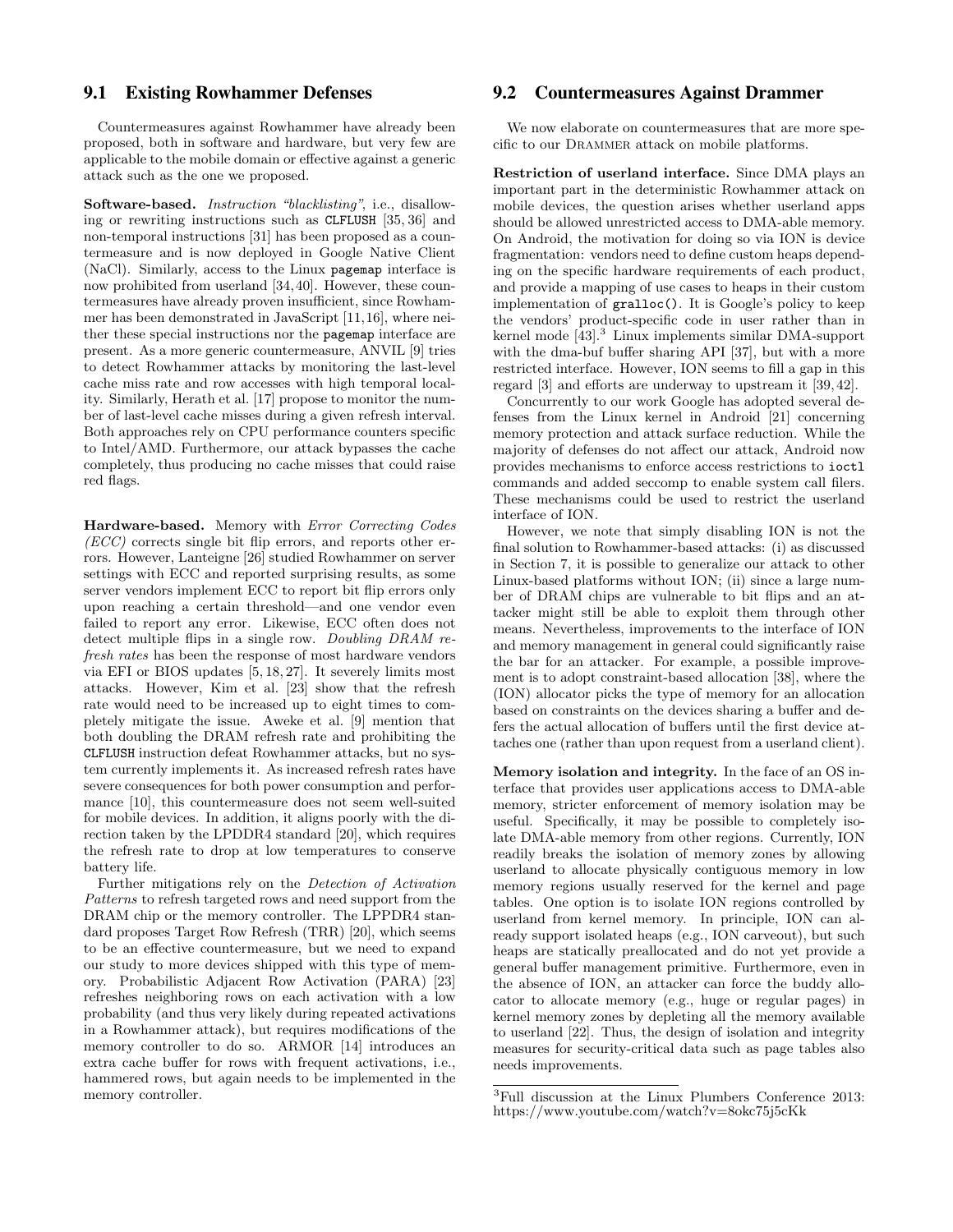## 9.1 Existing Rowhammer Defenses

Countermeasures against Rowhammer have already been proposed, both in software and hardware, but very few are applicable to the mobile domain or effective against a generic attack such as the one we proposed.

**Software-based.** *Instruction "blacklisting"*, i.e., disallowing or rewriting instructions such as `CLFLUSH` [35, 36] and non-temporal instructions [31] has been proposed as a countermeasure and is now deployed in Google Native Client (NaCl). Similarly, access to the Linux `pagemap` interface is now prohibited from userland [34, 40]. However, these countermeasures have already proven insufficient, since Rowhammer has been demonstrated in JavaScript [11, 16], where neither these special instructions nor the `pagemap` interface are present. As a more generic countermeasure, ANVIL [9] tries to detect Rowhammer attacks by monitoring the last-level cache miss rate and row accesses with high temporal locality. Similarly, Herath et al. [17] propose to monitor the number of last-level cache misses during a given refresh interval. Both approaches rely on CPU performance counters specific to Intel/AMD. Furthermore, our attack bypasses the cache completely, thus producing no cache misses that could raise red flags.

**Hardware-based.** Memory with *Error Correcting Codes (ECC)* corrects single bit flip errors, and reports other errors. However, Lanteigne [26] studied Rowhammer on server settings with ECC and reported surprising results, as some server vendors implement ECC to report bit flip errors only upon reaching a certain threshold—and one vendor even failed to report any error. Likewise, ECC often does not detect multiple flips in a single row. *Doubling DRAM refresh rates* has been the response of most hardware vendors via EFI or BIOS updates [5, 18, 27]. It severely limits most attacks. However, Kim et al. [23] show that the refresh rate would need to be increased up to eight times to completely mitigate the issue. Aweke et al. [9] mention that both doubling the DRAM refresh rate and prohibiting the `CLFLUSH` instruction defeat Rowhammer attacks, but no system currently implements it. As increased refresh rates have severe consequences for both power consumption and performance [10], this countermeasure does not seem well-suited for mobile devices. In addition, it aligns poorly with the direction taken by the LPDDR4 standard [20], which requires the refresh rate to drop at low temperatures to conserve battery life.

Further mitigations rely on the *Detection of Activation Patterns* to refresh targeted rows and need support from the DRAM chip or the memory controller. The LPPDR4 standard proposes Target Row Refresh (TRR) [20], which seems to be an effective countermeasure, but we need to expand our study to more devices shipped with this type of memory. Probabilistic Adjacent Row Activation (PARA) [23] refreshes neighboring rows on each activation with a low probability (and thus very likely during repeated activations in a Rowhammer attack), but requires modifications of the memory controller to do so. ARMOR [14] introduces an extra cache buffer for rows with frequent activations, i.e., hammered rows, but again needs to be implemented in the memory controller.

## 9.2 Countermeasures Against Drammer

We now elaborate on countermeasures that are more specific to our Drammer attack on mobile platforms.

**Restriction of userland interface.** Since DMA plays an important part in the deterministic Rowhammer attack on mobile devices, the question arises whether userland apps should be allowed unrestricted access to DMA-able memory. On Android, the motivation for doing so via ION is device fragmentation: vendors need to define custom heaps depending on the specific hardware requirements of each product, and provide a mapping of use cases to heaps in their custom implementation of `gralloc()`. It is Google's policy to keep the vendors' product-specific code in user rather than in kernel mode [43].[3] Linux implements similar DMA-support with the dma-buf buffer sharing API [37], but with a more restricted interface. However, ION seems to fill a gap in this regard [3] and efforts are underway to upstream it [39, 42].

Concurrently to our work Google has adopted several defenses from the Linux kernel in Android [21] concerning memory protection and attack surface reduction. While the majority of defenses do not affect our attack, Android now provides mechanisms to enforce access restrictions to `ioctl` commands and added seccomp to enable system call filers. These mechanisms could be used to restrict the userland interface of ION.

However, we note that simply disabling ION is not the final solution to Rowhammer-based attacks: (i) as discussed in Section 7, it is possible to generalize our attack to other Linux-based platforms without ION; (ii) since a large number of DRAM chips are vulnerable to bit flips and an attacker might still be able to exploit them through other means. Nevertheless, improvements to the interface of ION and memory management in general could significantly raise the bar for an attacker. For example, a possible improvement is to adopt constraint-based allocation [38], where the (ION) allocator picks the type of memory for an allocation based on constraints on the devices sharing a buffer and defers the actual allocation of buffers until the first device attaches one (rather than upon request from a userland client).

**Memory isolation and integrity.** In the face of an OS interface that provides user applications access to DMA-able memory, stricter enforcement of memory isolation may be useful. Specifically, it may be possible to completely isolate DMA-able memory from other regions. Currently, ION readily breaks the isolation of memory zones by allowing userland to allocate physically contiguous memory in low memory regions usually reserved for the kernel and page tables. One option is to isolate ION regions controlled by userland from kernel memory. In principle, ION can already support isolated heaps (e.g., ION carveout), but such heaps are statically preallocated and do not yet provide a general buffer management primitive. Furthermore, even in the absence of ION, an attacker can force the buddy allocator to allocate memory (e.g., huge or regular pages) in kernel memory zones by depleting all the memory available to userland [22]. Thus, the design of isolation and integrity measures for security-critical data such as page tables also needs improvements.

[3] Full discussion at the Linux Plumbers Conference 2013: https://www.youtube.com/watch?v=8okc75j5cKk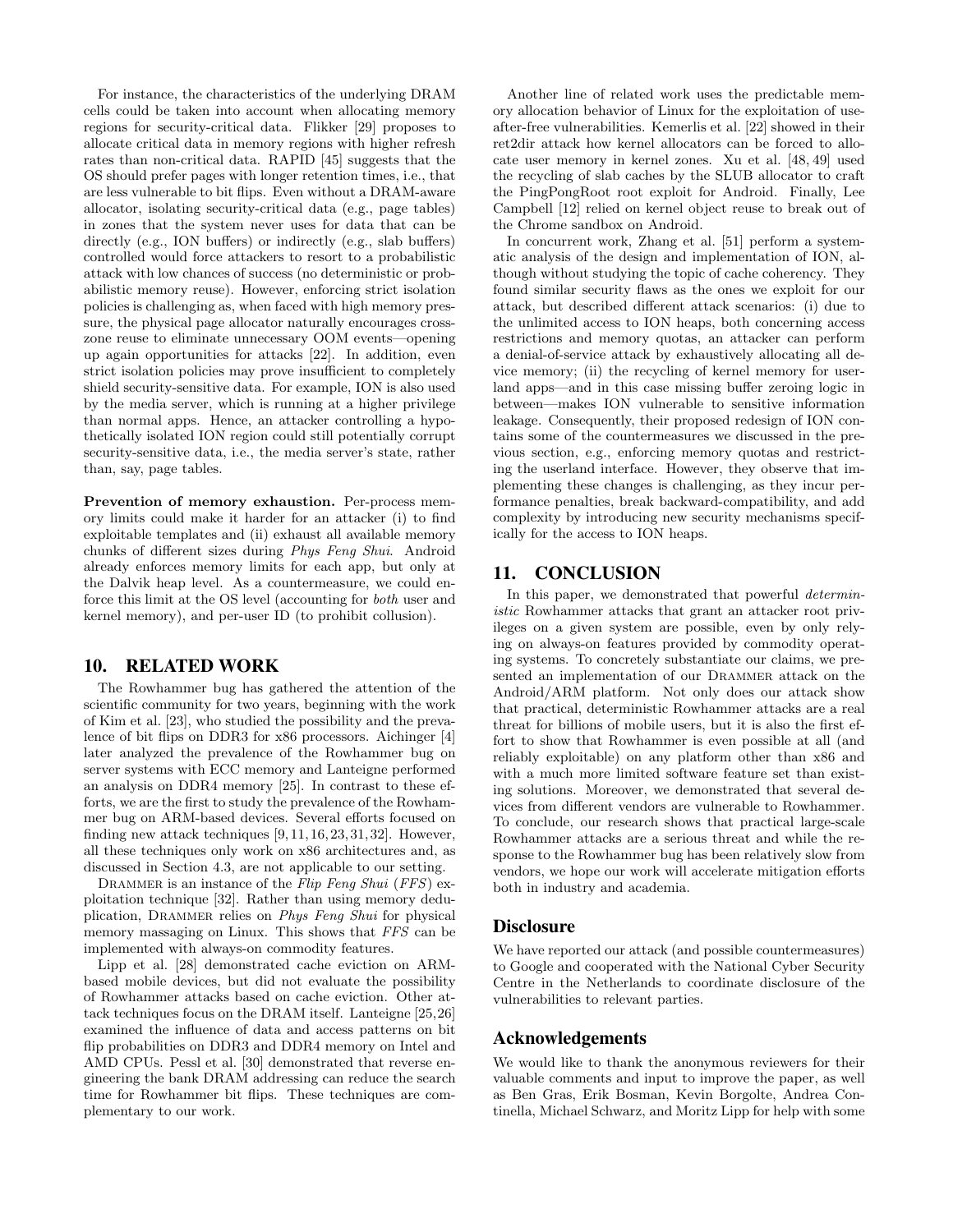For instance, the characteristics of the underlying DRAM cells could be taken into account when allocating memory regions for security-critical data. Flikker [29] proposes to allocate critical data in memory regions with higher refresh rates than non-critical data. RAPID [45] suggests that the OS should prefer pages with longer retention times, i.e., that are less vulnerable to bit flips. Even without a DRAM-aware allocator, isolating security-critical data (e.g., page tables) in zones that the system never uses for data that can be directly (e.g., ION buffers) or indirectly (e.g., slab buffers) controlled would force attackers to resort to a probabilistic attack with low chances of success (no deterministic or probabilistic memory reuse). However, enforcing strict isolation policies is challenging as, when faced with high memory pressure, the physical page allocator naturally encourages cross-zone reuse to eliminate unnecessary OOM events—opening up again opportunities for attacks [22]. In addition, even strict isolation policies may prove insufficient to completely shield security-sensitive data. For example, ION is also used by the media server, which is running at a higher privilege than normal apps. Hence, an attacker controlling a hypothetically isolated ION region could still potentially corrupt security-sensitive data, i.e., the media server's state, rather than, say, page tables.

**Prevention of memory exhaustion.** Per-process memory limits could make it harder for an attacker (i) to find exploitable templates and (ii) exhaust all available memory chunks of different sizes during *Phys Feng Shui*. Android already enforces memory limits for each app, but only at the Dalvik heap level. As a countermeasure, we could enforce this limit at the OS level (accounting for *both* user and kernel memory), and per-user ID (to prohibit collusion).

## 10. RELATED WORK

The Rowhammer bug has gathered the attention of the scientific community for two years, beginning with the work of Kim et al. [23], who studied the possibility and the prevalence of bit flips on DDR3 for x86 processors. Aichinger [4] later analyzed the prevalence of the Rowhammer bug on server systems with ECC memory and Lanteigne performed an analysis on DDR4 memory [25]. In contrast to these efforts, we are the first to study the prevalence of the Rowhammer bug on ARM-based devices. Several efforts focused on finding new attack techniques [9, 11, 16, 23, 31, 32]. However, all these techniques only work on x86 architectures and, as discussed in Section 4.3, are not applicable to our setting.

Drammer is an instance of the *Flip Feng Shui* (*FFS*) exploitation technique [32]. Rather than using memory deduplication, Drammer relies on *Phys Feng Shui* for physical memory massaging on Linux. This shows that *FFS* can be implemented with always-on commodity features.

Lipp et al. [28] demonstrated cache eviction on ARM-based mobile devices, but did not evaluate the possibility of Rowhammer attacks based on cache eviction. Other attack techniques focus on the DRAM itself. Lanteigne [25,26] examined the influence of data and access patterns on bit flip probabilities on DDR3 and DDR4 memory on Intel and AMD CPUs. Pessl et al. [30] demonstrated that reverse engineering the bank DRAM addressing can reduce the search time for Rowhammer bit flips. These techniques are complementary to our work.

Another line of related work uses the predictable memory allocation behavior of Linux for the exploitation of use-after-free vulnerabilities. Kemerlis et al. [22] showed in their ret2dir attack how kernel allocators can be forced to allocate user memory in kernel zones. Xu et al. [48, 49] used the recycling of slab caches by the SLUB allocator to craft the PingPongRoot root exploit for Android. Finally, Lee Campbell [12] relied on kernel object reuse to break out of the Chrome sandbox on Android.

In concurrent work, Zhang et al. [51] perform a systematic analysis of the design and implementation of ION, although without studying the topic of cache coherency. They found similar security flaws as the ones we exploit for our attack, but described different attack scenarios: (i) due to the unlimited access to ION heaps, both concerning access restrictions and memory quotas, an attacker can perform a denial-of-service attack by exhaustively allocating all device memory; (ii) the recycling of kernel memory for userland apps—and in this case missing buffer zeroing logic in between—makes ION vulnerable to sensitive information leakage. Consequently, their proposed redesign of ION contains some of the countermeasures we discussed in the previous section, e.g., enforcing memory quotas and restricting the userland interface. However, they observe that implementing these changes is challenging, as they incur performance penalties, break backward-compatibility, and add complexity by introducing new security mechanisms specifically for the access to ION heaps.

## 11. CONCLUSION

In this paper, we demonstrated that powerful *deterministic* Rowhammer attacks that grant an attacker root privileges on a given system are possible, even by only relying on always-on features provided by commodity operating systems. To concretely substantiate our claims, we presented an implementation of our Drammer attack on the Android/ARM platform. Not only does our attack show that practical, deterministic Rowhammer attacks are a real threat for billions of mobile users, but it is also the first effort to show that Rowhammer is even possible at all (and reliably exploitable) on any platform other than x86 and with a much more limited software feature set than existing solutions. Moreover, we demonstrated that several devices from different vendors are vulnerable to Rowhammer. To conclude, our research shows that practical large-scale Rowhammer attacks are a serious threat and while the response to the Rowhammer bug has been relatively slow from vendors, we hope our work will accelerate mitigation efforts both in industry and academia.

## Disclosure

We have reported our attack (and possible countermeasures) to Google and cooperated with the National Cyber Security Centre in the Netherlands to coordinate disclosure of the vulnerabilities to relevant parties.

## Acknowledgements

We would like to thank the anonymous reviewers for their valuable comments and input to improve the paper, as well as Ben Gras, Erik Bosman, Kevin Borgolte, Andrea Continella, Michael Schwarz, and Moritz Lipp for help with some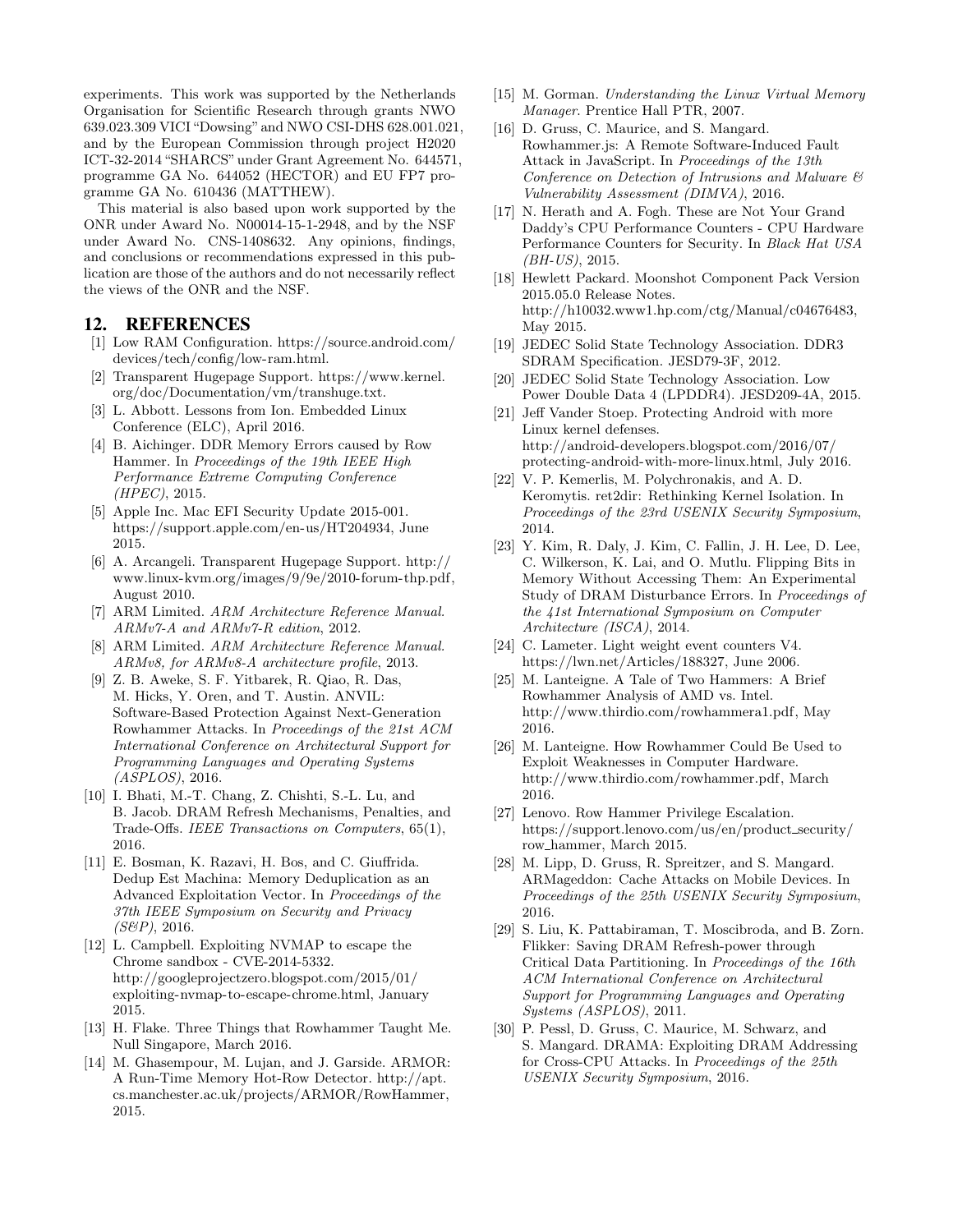experiments. This work was supported by the Netherlands Organisation for Scientific Research through grants NWO 639.023.309 VICI "Dowsing" and NWO CSI-DHS 628.001.021, and by the European Commission through project H2020 ICT-32-2014 "SHARCS" under Grant Agreement No. 644571, programme GA No. 644052 (HECTOR) and EU FP7 programme GA No. 610436 (MATTHEW).

This material is also based upon work supported by the ONR under Award No. N00014-15-1-2948, and by the NSF under Award No. CNS-1408632. Any opinions, findings, and conclusions or recommendations expressed in this publication are those of the authors and do not necessarily reflect the views of the ONR and the NSF.

## 12. REFERENCES

- [1] Low RAM Configuration. https://source.android.com/devices/tech/config/low-ram.html.
- [2] Transparent Hugepage Support. https://www.kernel.org/doc/Documentation/vm/transhuge.txt.
- [3] L. Abbott. Lessons from Ion. Embedded Linux Conference (ELC), April 2016.
- [4] B. Aichinger. DDR Memory Errors caused by Row Hammer. In *Proceedings of the 19th IEEE High Performance Extreme Computing Conference (HPEC)*, 2015.
- [5] Apple Inc. Mac EFI Security Update 2015-001. https://support.apple.com/en-us/HT204934, June 2015.
- [6] A. Arcangeli. Transparent Hugepage Support. http://www.linux-kvm.org/images/9/9e/2010-forum-thp.pdf, August 2010.
- [7] ARM Limited. *ARM Architecture Reference Manual. ARMv7-A and ARMv7-R edition*, 2012.
- [8] ARM Limited. *ARM Architecture Reference Manual. ARMv8, for ARMv8-A architecture profile*, 2013.
- [9] Z. B. Aweke, S. F. Yitbarek, R. Qiao, R. Das, M. Hicks, Y. Oren, and T. Austin. ANVIL: Software-Based Protection Against Next-Generation Rowhammer Attacks. In *Proceedings of the 21st ACM International Conference on Architectural Support for Programming Languages and Operating Systems (ASPLOS)*, 2016.
- [10] I. Bhati, M.-T. Chang, Z. Chishti, S.-L. Lu, and B. Jacob. DRAM Refresh Mechanisms, Penalties, and Trade-Offs. *IEEE Transactions on Computers*, 65(1), 2016.
- [11] E. Bosman, K. Razavi, H. Bos, and C. Giuffrida. Dedup Est Machina: Memory Deduplication as an Advanced Exploitation Vector. In *Proceedings of the 37th IEEE Symposium on Security and Privacy (S&P)*, 2016.
- [12] L. Campbell. Exploiting NVMAP to escape the Chrome sandbox - CVE-2014-5332. http://googleprojectzero.blogspot.com/2015/01/exploiting-nvmap-to-escape-chrome.html, January 2015.
- [13] H. Flake. Three Things that Rowhammer Taught Me. Null Singapore, March 2016.
- [14] M. Ghasempour, M. Lujan, and J. Garside. ARMOR: A Run-Time Memory Hot-Row Detector. http://apt.cs.manchester.ac.uk/projects/ARMOR/RowHammer, 2015.
- [15] M. Gorman. *Understanding the Linux Virtual Memory Manager*. Prentice Hall PTR, 2007.
- [16] D. Gruss, C. Maurice, and S. Mangard. Rowhammer.js: A Remote Software-Induced Fault Attack in JavaScript. In *Proceedings of the 13th Conference on Detection of Intrusions and Malware & Vulnerability Assessment (DIMVA)*, 2016.
- [17] N. Herath and A. Fogh. These are Not Your Grand Daddy's CPU Performance Counters - CPU Hardware Performance Counters for Security. In *Black Hat USA (BH-US)*, 2015.
- [18] Hewlett Packard. Moonshot Component Pack Version 2015.05.0 Release Notes. http://h10032.www1.hp.com/ctg/Manual/c04676483, May 2015.
- [19] JEDEC Solid State Technology Association. DDR3 SDRAM Specification. JESD79-3F, 2012.
- [20] JEDEC Solid State Technology Association. Low Power Double Data 4 (LPDDR4). JESD209-4A, 2015.
- [21] Jeff Vander Stoep. Protecting Android with more Linux kernel defenses. http://android-developers.blogspot.com/2016/07/protecting-android-with-more-linux.html, July 2016.
- [22] V. P. Kemerlis, M. Polychronakis, and A. D. Keromytis. ret2dir: Rethinking Kernel Isolation. In *Proceedings of the 23rd USENIX Security Symposium*, 2014.
- [23] Y. Kim, R. Daly, J. Kim, C. Fallin, J. H. Lee, D. Lee, C. Wilkerson, K. Lai, and O. Mutlu. Flipping Bits in Memory Without Accessing Them: An Experimental Study of DRAM Disturbance Errors. In *Proceedings of the 41st International Symposium on Computer Architecture (ISCA)*, 2014.
- [24] C. Lameter. Light weight event counters V4. https://lwn.net/Articles/188327, June 2006.
- [25] M. Lanteigne. A Tale of Two Hammers: A Brief Rowhammer Analysis of AMD vs. Intel. http://www.thirdio.com/rowhammera1.pdf, May 2016.
- [26] M. Lanteigne. How Rowhammer Could Be Used to Exploit Weaknesses in Computer Hardware. http://www.thirdio.com/rowhammer.pdf, March 2016.
- [27] Lenovo. Row Hammer Privilege Escalation. https://support.lenovo.com/us/en/product_security/row_hammer, March 2015.
- [28] M. Lipp, D. Gruss, R. Spreitzer, and S. Mangard. ARMageddon: Cache Attacks on Mobile Devices. In *Proceedings of the 25th USENIX Security Symposium*, 2016.
- [29] S. Liu, K. Pattabiraman, T. Moscibroda, and B. Zorn. Flikker: Saving DRAM Refresh-power through Critical Data Partitioning. In *Proceedings of the 16th ACM International Conference on Architectural Support for Programming Languages and Operating Systems (ASPLOS)*, 2011.
- [30] P. Pessl, D. Gruss, C. Maurice, M. Schwarz, and S. Mangard. DRAMA: Exploiting DRAM Addressing for Cross-CPU Attacks. In *Proceedings of the 25th USENIX Security Symposium*, 2016.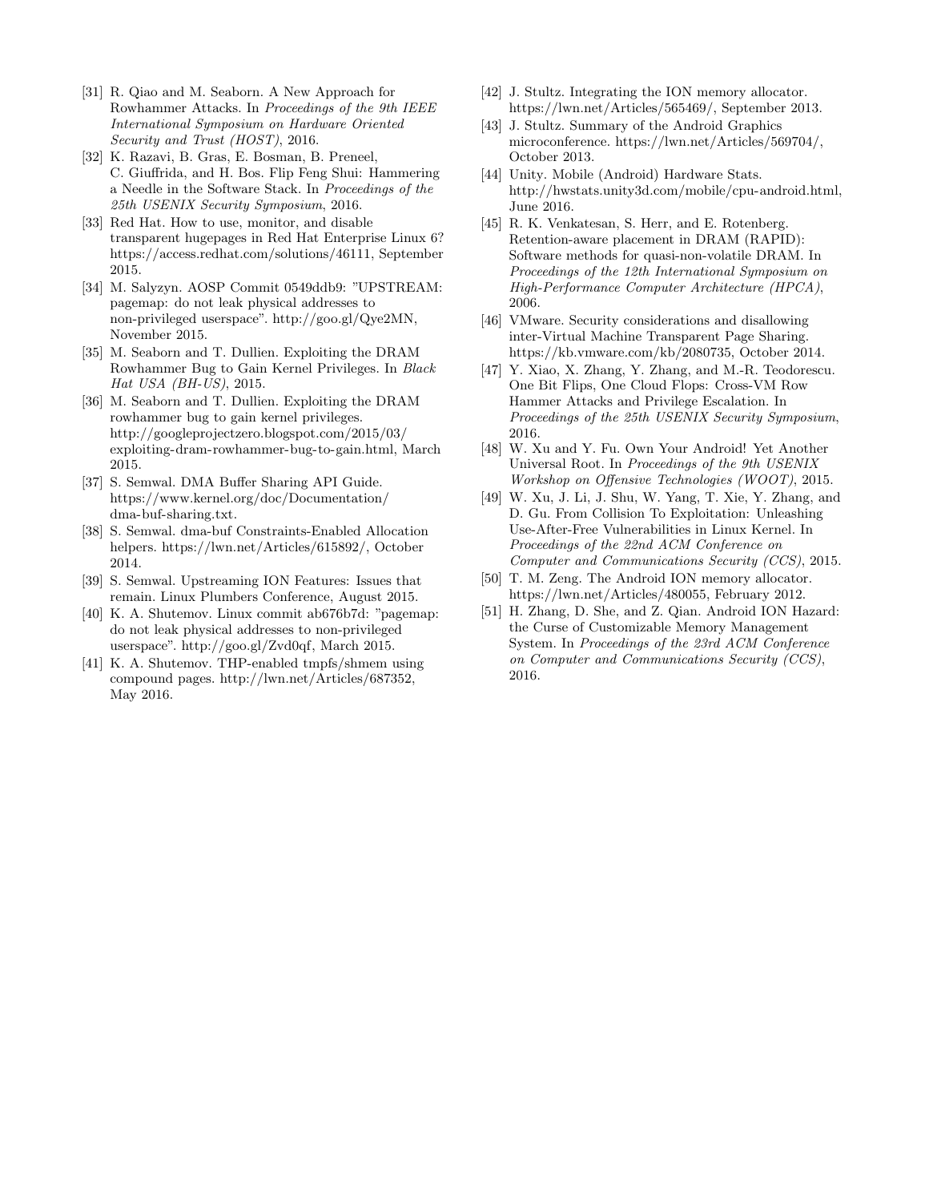[31] R. Qiao and M. Seaborn. A New Approach for Rowhammer Attacks. In *Proceedings of the 9th IEEE International Symposium on Hardware Oriented Security and Trust (HOST)*, 2016.

[32] K. Razavi, B. Gras, E. Bosman, B. Preneel, C. Giuffrida, and H. Bos. Flip Feng Shui: Hammering a Needle in the Software Stack. In *Proceedings of the 25th USENIX Security Symposium*, 2016.

[33] Red Hat. How to use, monitor, and disable transparent hugepages in Red Hat Enterprise Linux 6? https://access.redhat.com/solutions/46111, September 2015.

[34] M. Salyzyn. AOSP Commit 0549ddb9: "UPSTREAM: pagemap: do not leak physical addresses to non-privileged userspace". http://goo.gl/Qye2MN, November 2015.

[35] M. Seaborn and T. Dullien. Exploiting the DRAM Rowhammer Bug to Gain Kernel Privileges. In *Black Hat USA (BH-US)*, 2015.

[36] M. Seaborn and T. Dullien. Exploiting the DRAM rowhammer bug to gain kernel privileges. http://googleprojectzero.blogspot.com/2015/03/exploiting-dram-rowhammer-bug-to-gain.html, March 2015.

[37] S. Semwal. DMA Buffer Sharing API Guide. https://www.kernel.org/doc/Documentation/dma-buf-sharing.txt.

[38] S. Semwal. dma-buf Constraints-Enabled Allocation helpers. https://lwn.net/Articles/615892/, October 2014.

[39] S. Semwal. Upstreaming ION Features: Issues that remain. Linux Plumbers Conference, August 2015.

[40] K. A. Shutemov. Linux commit ab676b7d: "pagemap: do not leak physical addresses to non-privileged userspace". http://goo.gl/Zvd0qf, March 2015.

[41] K. A. Shutemov. THP-enabled tmpfs/shmem using compound pages. http://lwn.net/Articles/687352, May 2016.

[42] J. Stultz. Integrating the ION memory allocator. https://lwn.net/Articles/565469/, September 2013.

[43] J. Stultz. Summary of the Android Graphics microconference. https://lwn.net/Articles/569704/, October 2013.

[44] Unity. Mobile (Android) Hardware Stats. http://hwstats.unity3d.com/mobile/cpu-android.html, June 2016.

[45] R. K. Venkatesan, S. Herr, and E. Rotenberg. Retention-aware placement in DRAM (RAPID): Software methods for quasi-non-volatile DRAM. In *Proceedings of the 12th International Symposium on High-Performance Computer Architecture (HPCA)*, 2006.

[46] VMware. Security considerations and disallowing inter-Virtual Machine Transparent Page Sharing. https://kb.vmware.com/kb/2080735, October 2014.

[47] Y. Xiao, X. Zhang, Y. Zhang, and M.-R. Teodorescu. One Bit Flips, One Cloud Flops: Cross-VM Row Hammer Attacks and Privilege Escalation. In *Proceedings of the 25th USENIX Security Symposium*, 2016.

[48] W. Xu and Y. Fu. Own Your Android! Yet Another Universal Root. In *Proceedings of the 9th USENIX Workshop on Offensive Technologies (WOOT)*, 2015.

[49] W. Xu, J. Li, J. Shu, W. Yang, T. Xie, Y. Zhang, and D. Gu. From Collision To Exploitation: Unleashing Use-After-Free Vulnerabilities in Linux Kernel. In *Proceedings of the 22nd ACM Conference on Computer and Communications Security (CCS)*, 2015.

[50] T. M. Zeng. The Android ION memory allocator. https://lwn.net/Articles/480055, February 2012.

[51] H. Zhang, D. She, and Z. Qian. Android ION Hazard: the Curse of Customizable Memory Management System. In *Proceedings of the 23rd ACM Conference on Computer and Communications Security (CCS)*, 2016.